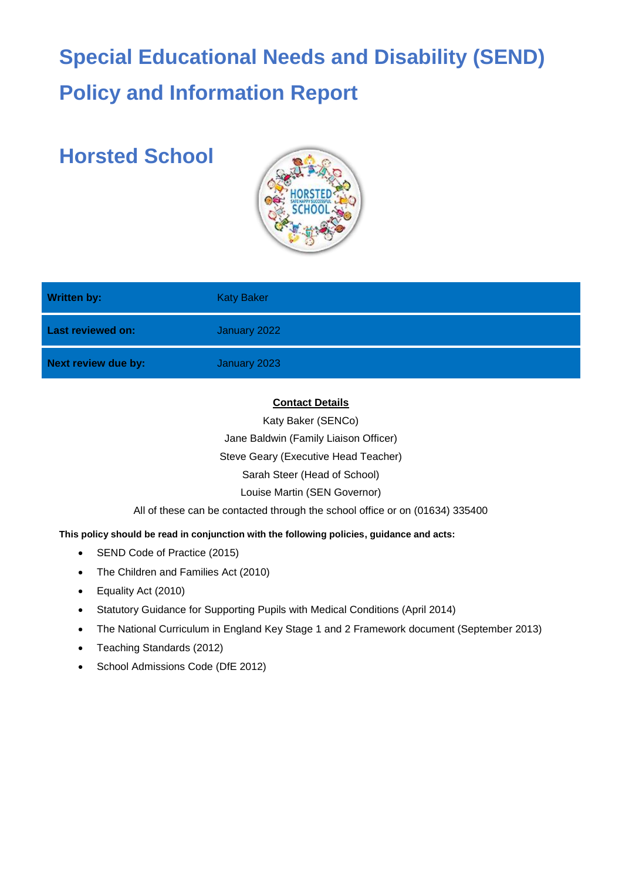# Special Educational Needs and Disability (SEND) Policy and Information Report

## Horsted School

| Written by: | Katy Baker |
|---|---|
| Last reviewed on: | January 2022 |
| Next review due by: | January 2023 |

**Contact Details**

Katy Baker (SENCo)

Jane Baldwin (Family Liaison Officer)

Steve Geary (Executive Head Teacher)

Sarah Steer (Head of School)

Louise Martin (SEN Governor)

All of these can be contacted through the school office or on (01634) 335400

**This policy should be read in conjunction with the following policies, guidance and acts:**

- SEND Code of Practice (2015)
- The Children and Families Act (2010)
- Equality Act (2010)
- Statutory Guidance for Supporting Pupils with Medical Conditions (April 2014)
- The National Curriculum in England Key Stage 1 and 2 Framework document (September 2013)
- Teaching Standards (2012)
- School Admissions Code (DfE 2012)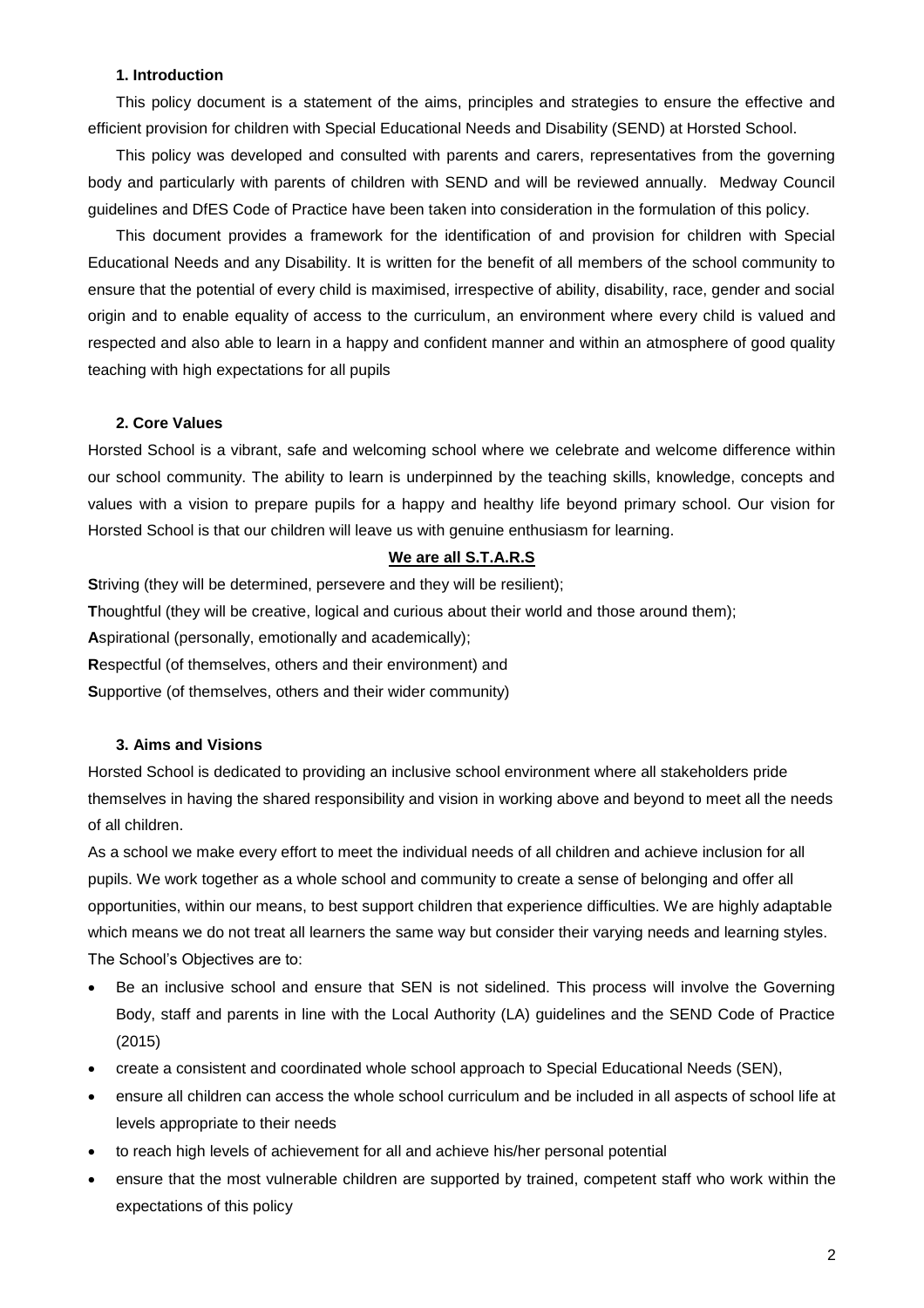## 1. Introduction

This policy document is a statement of the aims, principles and strategies to ensure the effective and efficient provision for children with Special Educational Needs and Disability (SEND) at Horsted School.

This policy was developed and consulted with parents and carers, representatives from the governing body and particularly with parents of children with SEND and will be reviewed annually. Medway Council guidelines and DfES Code of Practice have been taken into consideration in the formulation of this policy.

This document provides a framework for the identification of and provision for children with Special Educational Needs and any Disability. It is written for the benefit of all members of the school community to ensure that the potential of every child is maximised, irrespective of ability, disability, race, gender and social origin and to enable equality of access to the curriculum, an environment where every child is valued and respected and also able to learn in a happy and confident manner and within an atmosphere of good quality teaching with high expectations for all pupils

## 2. Core Values

Horsted School is a vibrant, safe and welcoming school where we celebrate and welcome difference within our school community. The ability to learn is underpinned by the teaching skills, knowledge, concepts and values with a vision to prepare pupils for a happy and healthy life beyond primary school. Our vision for Horsted School is that our children will leave us with genuine enthusiasm for learning.

**We are all S.T.A.R.S**

**S**triving (they will be determined, persevere and they will be resilient);
**T**houghtful (they will be creative, logical and curious about their world and those around them);
**A**spirational (personally, emotionally and academically);
**R**espectful (of themselves, others and their environment) and
**S**upportive (of themselves, others and their wider community)

## 3. Aims and Visions

Horsted School is dedicated to providing an inclusive school environment where all stakeholders pride themselves in having the shared responsibility and vision in working above and beyond to meet all the needs of all children.

As a school we make every effort to meet the individual needs of all children and achieve inclusion for all pupils. We work together as a whole school and community to create a sense of belonging and offer all opportunities, within our means, to best support children that experience difficulties. We are highly adaptable which means we do not treat all learners the same way but consider their varying needs and learning styles.

The School's Objectives are to:

- Be an inclusive school and ensure that SEN is not sidelined. This process will involve the Governing Body, staff and parents in line with the Local Authority (LA) guidelines and the SEND Code of Practice (2015)
- create a consistent and coordinated whole school approach to Special Educational Needs (SEN),
- ensure all children can access the whole school curriculum and be included in all aspects of school life at levels appropriate to their needs
- to reach high levels of achievement for all and achieve his/her personal potential
- ensure that the most vulnerable children are supported by trained, competent staff who work within the expectations of this policy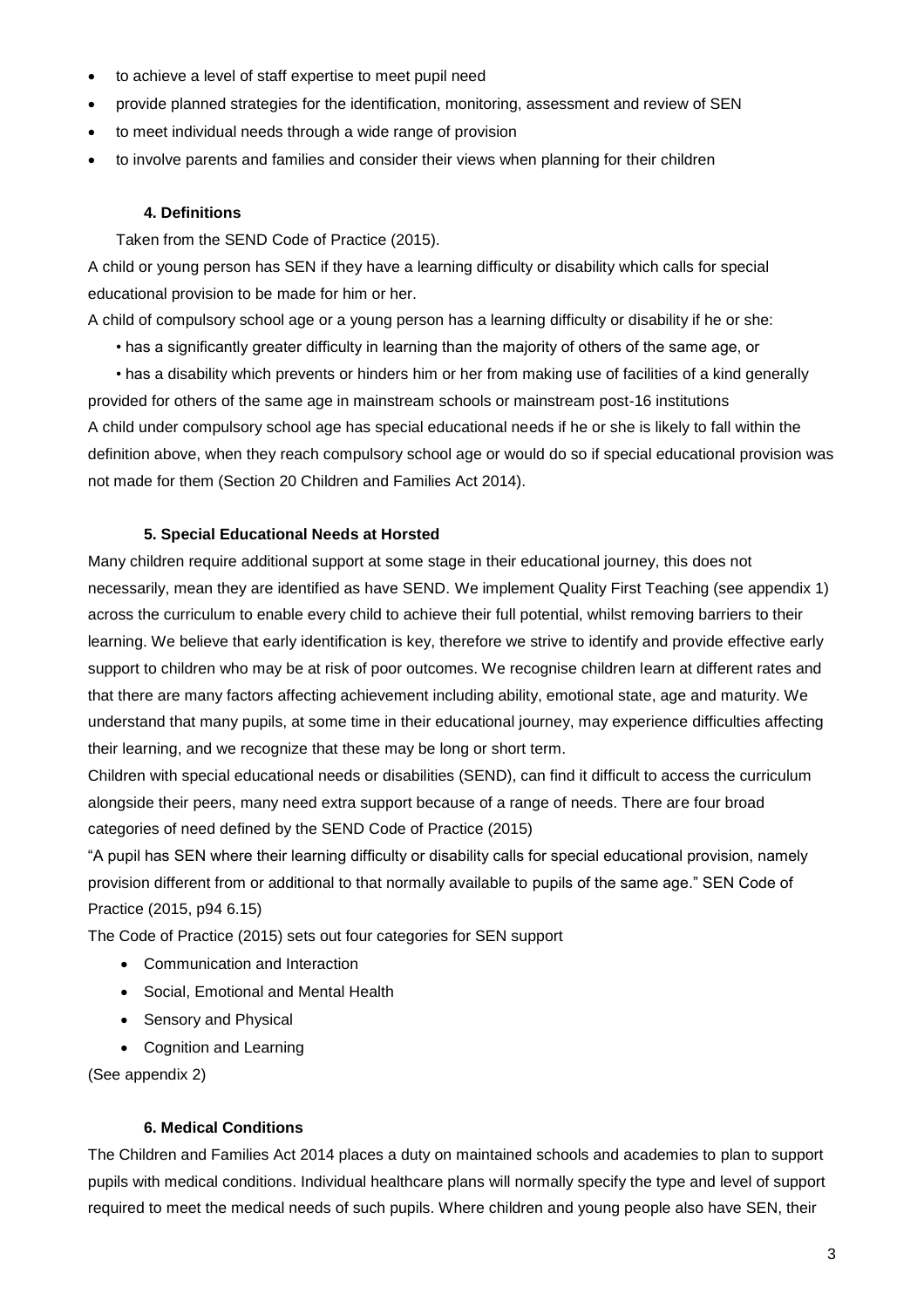- to achieve a level of staff expertise to meet pupil need
- provide planned strategies for the identification, monitoring, assessment and review of SEN
- to meet individual needs through a wide range of provision
- to involve parents and families and consider their views when planning for their children

#### 4. Definitions

Taken from the SEND Code of Practice (2015).

A child or young person has SEN if they have a learning difficulty or disability which calls for special educational provision to be made for him or her.

A child of compulsory school age or a young person has a learning difficulty or disability if he or she:

• has a significantly greater difficulty in learning than the majority of others of the same age, or

• has a disability which prevents or hinders him or her from making use of facilities of a kind generally provided for others of the same age in mainstream schools or mainstream post-16 institutions

A child under compulsory school age has special educational needs if he or she is likely to fall within the definition above, when they reach compulsory school age or would do so if special educational provision was not made for them (Section 20 Children and Families Act 2014).

#### 5. Special Educational Needs at Horsted

Many children require additional support at some stage in their educational journey, this does not necessarily, mean they are identified as have SEND. We implement Quality First Teaching (see appendix 1) across the curriculum to enable every child to achieve their full potential, whilst removing barriers to their learning. We believe that early identification is key, therefore we strive to identify and provide effective early support to children who may be at risk of poor outcomes. We recognise children learn at different rates and that there are many factors affecting achievement including ability, emotional state, age and maturity. We understand that many pupils, at some time in their educational journey, may experience difficulties affecting their learning, and we recognize that these may be long or short term.

Children with special educational needs or disabilities (SEND), can find it difficult to access the curriculum alongside their peers, many need extra support because of a range of needs. There are four broad categories of need defined by the SEND Code of Practice (2015)

"A pupil has SEN where their learning difficulty or disability calls for special educational provision, namely provision different from or additional to that normally available to pupils of the same age." SEN Code of Practice (2015, p94 6.15)

The Code of Practice (2015) sets out four categories for SEN support

- Communication and Interaction
- Social, Emotional and Mental Health
- Sensory and Physical
- Cognition and Learning

(See appendix 2)

#### 6. Medical Conditions

The Children and Families Act 2014 places a duty on maintained schools and academies to plan to support pupils with medical conditions. Individual healthcare plans will normally specify the type and level of support required to meet the medical needs of such pupils. Where children and young people also have SEN, their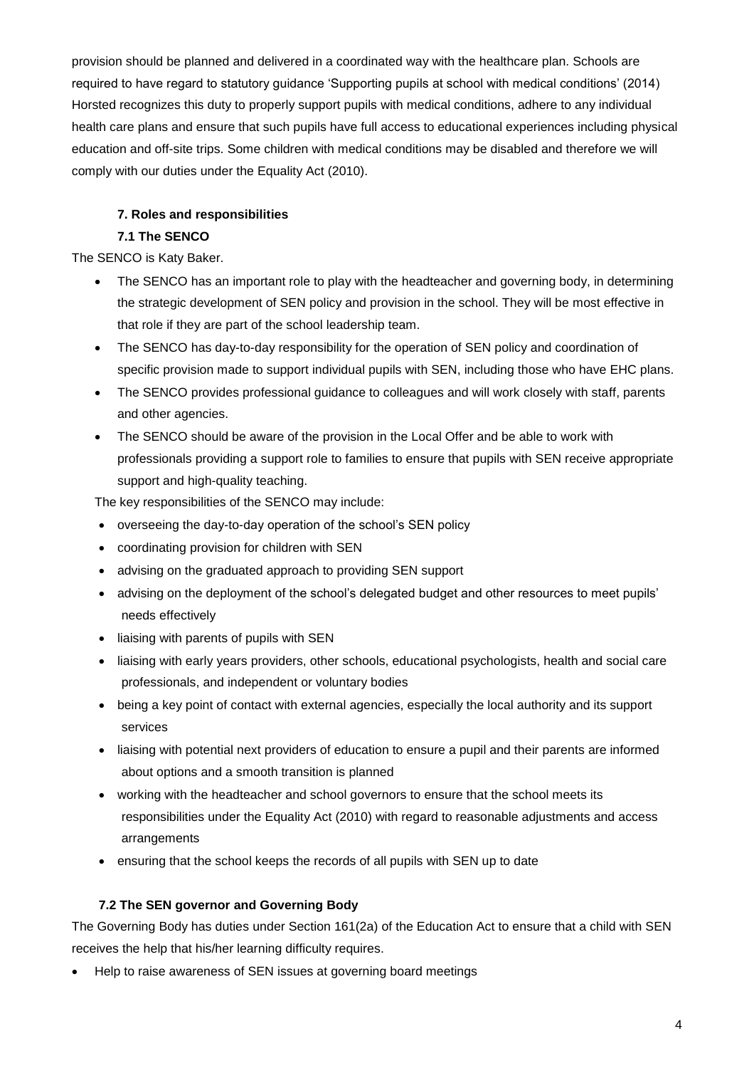provision should be planned and delivered in a coordinated way with the healthcare plan. Schools are required to have regard to statutory guidance 'Supporting pupils at school with medical conditions' (2014) Horsted recognizes this duty to properly support pupils with medical conditions, adhere to any individual health care plans and ensure that such pupils have full access to educational experiences including physical education and off-site trips. Some children with medical conditions may be disabled and therefore we will comply with our duties under the Equality Act (2010).

## 7. Roles and responsibilities

### 7.1 The SENCO

The SENCO is Katy Baker.

- The SENCO has an important role to play with the headteacher and governing body, in determining the strategic development of SEN policy and provision in the school. They will be most effective in that role if they are part of the school leadership team.
- The SENCO has day-to-day responsibility for the operation of SEN policy and coordination of specific provision made to support individual pupils with SEN, including those who have EHC plans.
- The SENCO provides professional guidance to colleagues and will work closely with staff, parents and other agencies.
- The SENCO should be aware of the provision in the Local Offer and be able to work with professionals providing a support role to families to ensure that pupils with SEN receive appropriate support and high-quality teaching.

The key responsibilities of the SENCO may include:

- overseeing the day-to-day operation of the school's SEN policy
- coordinating provision for children with SEN
- advising on the graduated approach to providing SEN support
- advising on the deployment of the school's delegated budget and other resources to meet pupils' needs effectively
- liaising with parents of pupils with SEN
- liaising with early years providers, other schools, educational psychologists, health and social care professionals, and independent or voluntary bodies
- being a key point of contact with external agencies, especially the local authority and its support services
- liaising with potential next providers of education to ensure a pupil and their parents are informed about options and a smooth transition is planned
- working with the headteacher and school governors to ensure that the school meets its responsibilities under the Equality Act (2010) with regard to reasonable adjustments and access arrangements
- ensuring that the school keeps the records of all pupils with SEN up to date

### 7.2 The SEN governor and Governing Body

The Governing Body has duties under Section 161(2a) of the Education Act to ensure that a child with SEN receives the help that his/her learning difficulty requires.

- Help to raise awareness of SEN issues at governing board meetings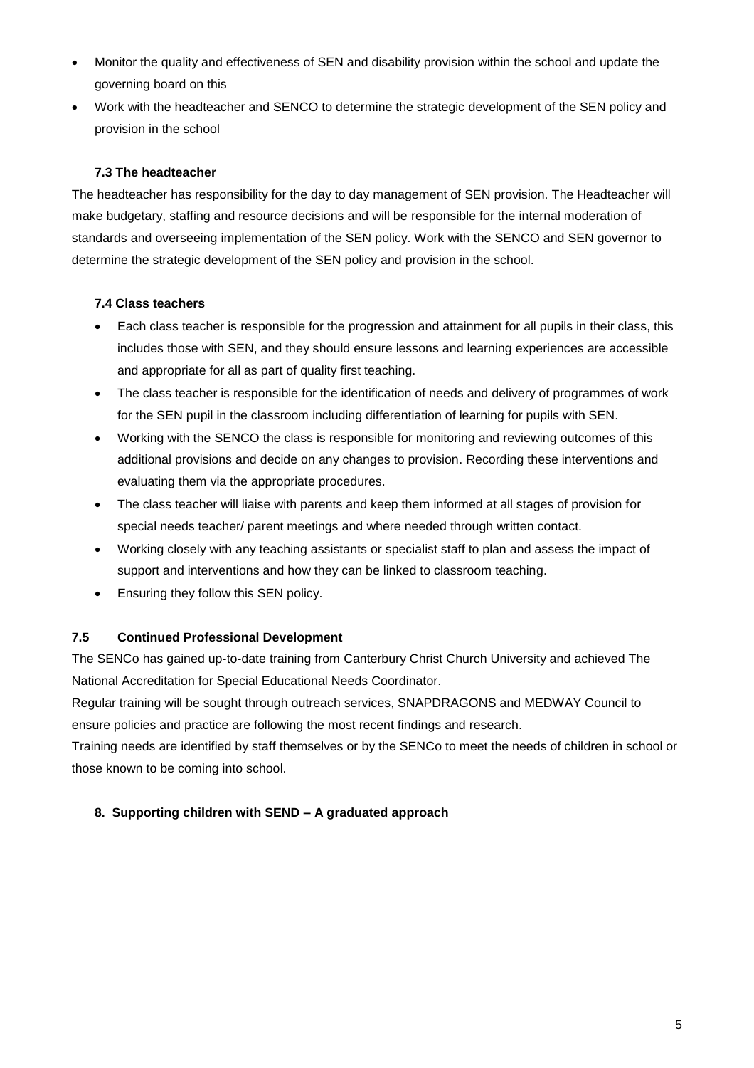- Monitor the quality and effectiveness of SEN and disability provision within the school and update the governing board on this
- Work with the headteacher and SENCO to determine the strategic development of the SEN policy and provision in the school

### 7.3 The headteacher

The headteacher has responsibility for the day to day management of SEN provision. The Headteacher will make budgetary, staffing and resource decisions and will be responsible for the internal moderation of standards and overseeing implementation of the SEN policy. Work with the SENCO and SEN governor to determine the strategic development of the SEN policy and provision in the school.

### 7.4 Class teachers

- Each class teacher is responsible for the progression and attainment for all pupils in their class, this includes those with SEN, and they should ensure lessons and learning experiences are accessible and appropriate for all as part of quality first teaching.
- The class teacher is responsible for the identification of needs and delivery of programmes of work for the SEN pupil in the classroom including differentiation of learning for pupils with SEN.
- Working with the SENCO the class is responsible for monitoring and reviewing outcomes of this additional provisions and decide on any changes to provision. Recording these interventions and evaluating them via the appropriate procedures.
- The class teacher will liaise with parents and keep them informed at all stages of provision for special needs teacher/ parent meetings and where needed through written contact.
- Working closely with any teaching assistants or specialist staff to plan and assess the impact of support and interventions and how they can be linked to classroom teaching.
- Ensuring they follow this SEN policy.

### 7.5 Continued Professional Development

The SENCo has gained up-to-date training from Canterbury Christ Church University and achieved The National Accreditation for Special Educational Needs Coordinator.

Regular training will be sought through outreach services, SNAPDRAGONS and MEDWAY Council to ensure policies and practice are following the most recent findings and research.

Training needs are identified by staff themselves or by the SENCo to meet the needs of children in school or those known to be coming into school.

## 8. Supporting children with SEND – A graduated approach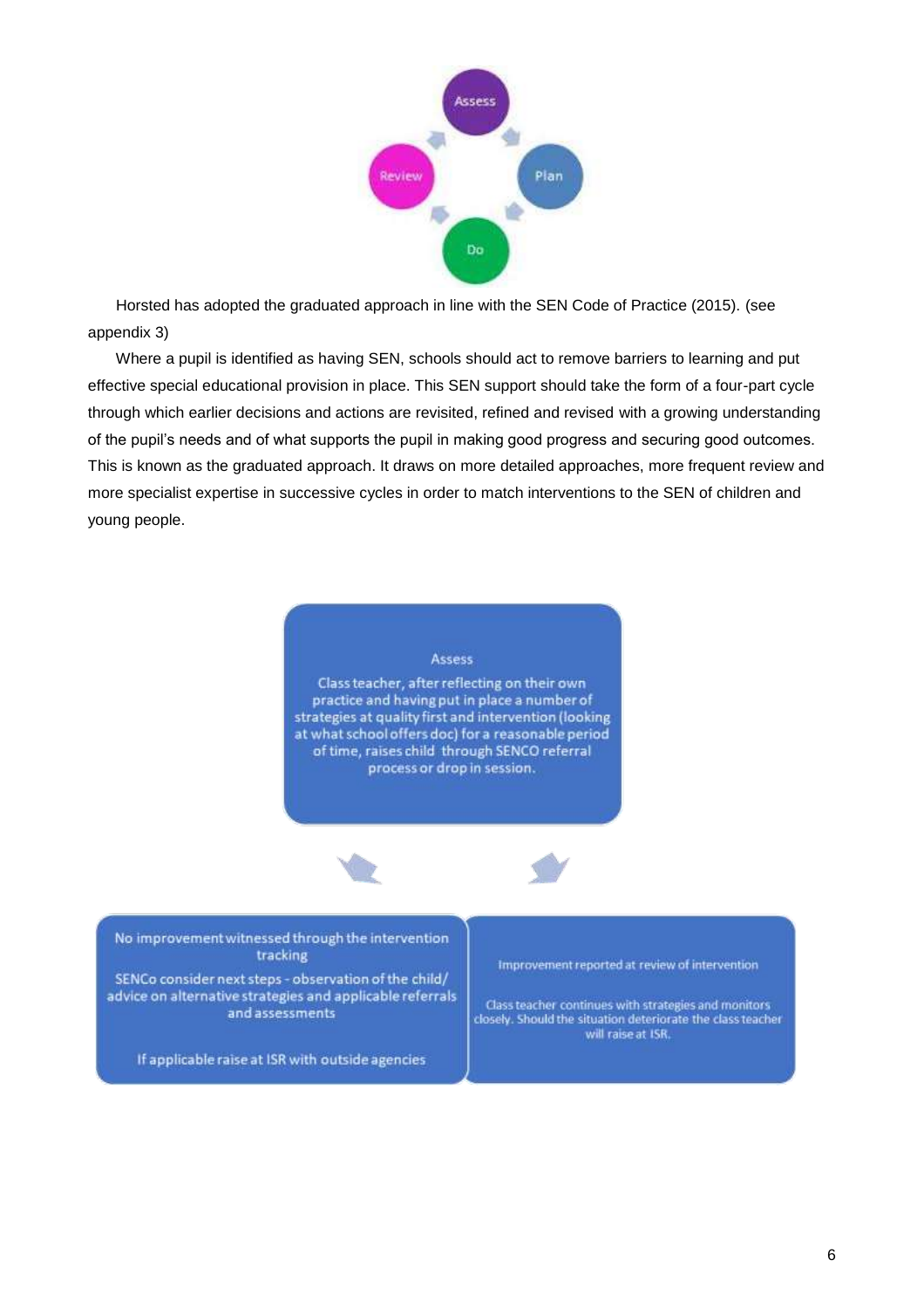Assess

Plan

Do

Review

Horsted has adopted the graduated approach in line with the SEN Code of Practice (2015). (see appendix 3)

Where a pupil is identified as having SEN, schools should act to remove barriers to learning and put effective special educational provision in place. This SEN support should take the form of a four-part cycle through which earlier decisions and actions are revisited, refined and revised with a growing understanding of the pupil's needs and of what supports the pupil in making good progress and securing good outcomes. This is known as the graduated approach. It draws on more detailed approaches, more frequent review and more specialist expertise in successive cycles in order to match interventions to the SEN of children and young people.

**Assess**

Class teacher, after reflecting on their own practice and having put in place a number of strategies at quality first and intervention (looking at what school offers doc) for a reasonable period of time, raises child through SENCO referral process or drop in session.

No improvement witnessed through the intervention tracking

SENCo consider next steps - observation of the child/ advice on alternative strategies and applicable referrals and assessments

If applicable raise at ISR with outside agencies

Improvement reported at review of intervention

Class teacher continues with strategies and monitors closely. Should the situation deteriorate the class teacher will raise at ISR.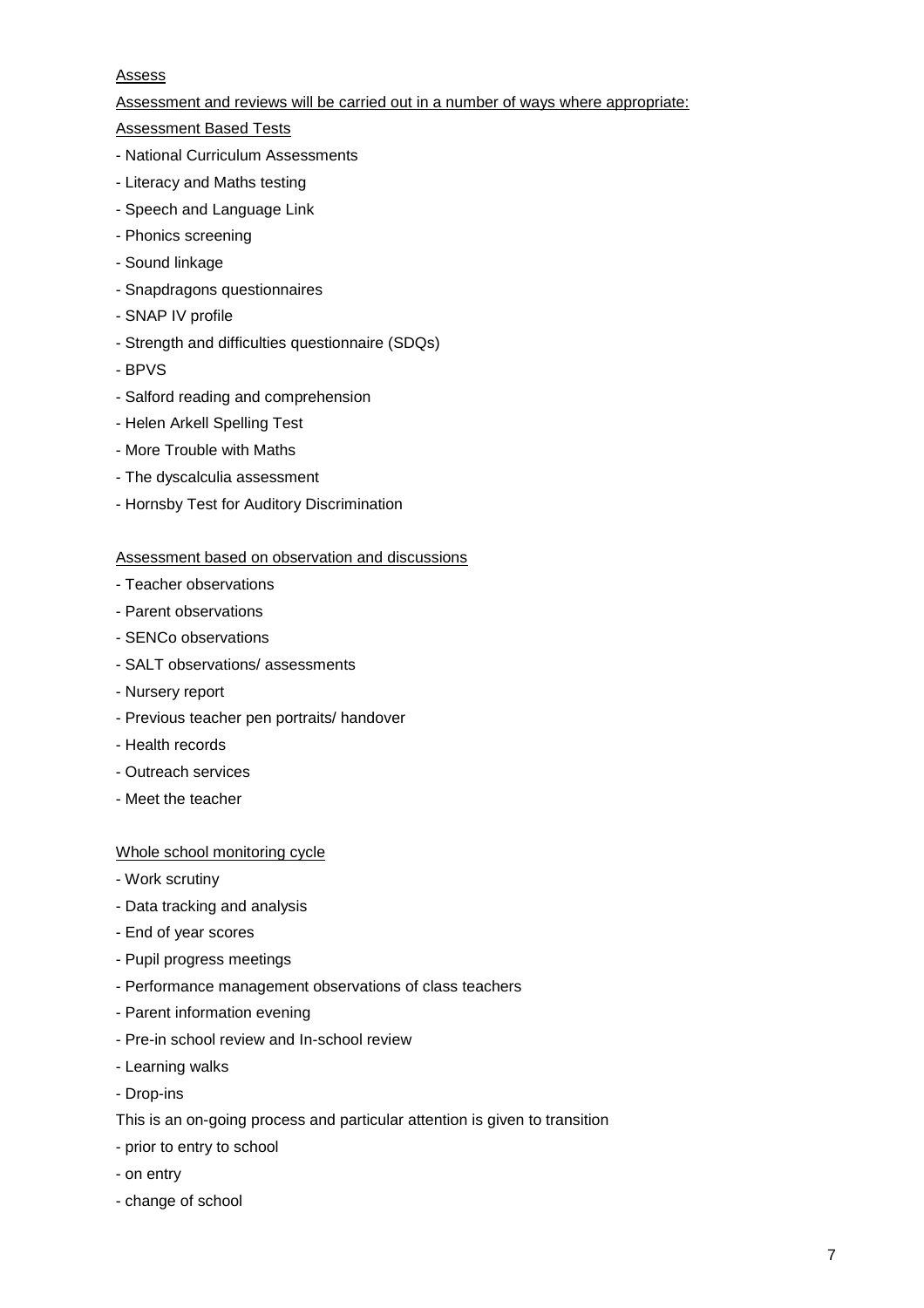Assess

Assessment and reviews will be carried out in a number of ways where appropriate:

Assessment Based Tests

- National Curriculum Assessments
- Literacy and Maths testing
- Speech and Language Link
- Phonics screening
- Sound linkage
- Snapdragons questionnaires
- SNAP IV profile
- Strength and difficulties questionnaire (SDQs)
- BPVS
- Salford reading and comprehension
- Helen Arkell Spelling Test
- More Trouble with Maths
- The dyscalculia assessment
- Hornsby Test for Auditory Discrimination

Assessment based on observation and discussions

- Teacher observations
- Parent observations
- SENCo observations
- SALT observations/ assessments
- Nursery report
- Previous teacher pen portraits/ handover
- Health records
- Outreach services
- Meet the teacher

Whole school monitoring cycle

- Work scrutiny
- Data tracking and analysis
- End of year scores
- Pupil progress meetings
- Performance management observations of class teachers
- Parent information evening
- Pre-in school review and In-school review
- Learning walks
- Drop-ins

This is an on-going process and particular attention is given to transition

- prior to entry to school
- on entry
- change of school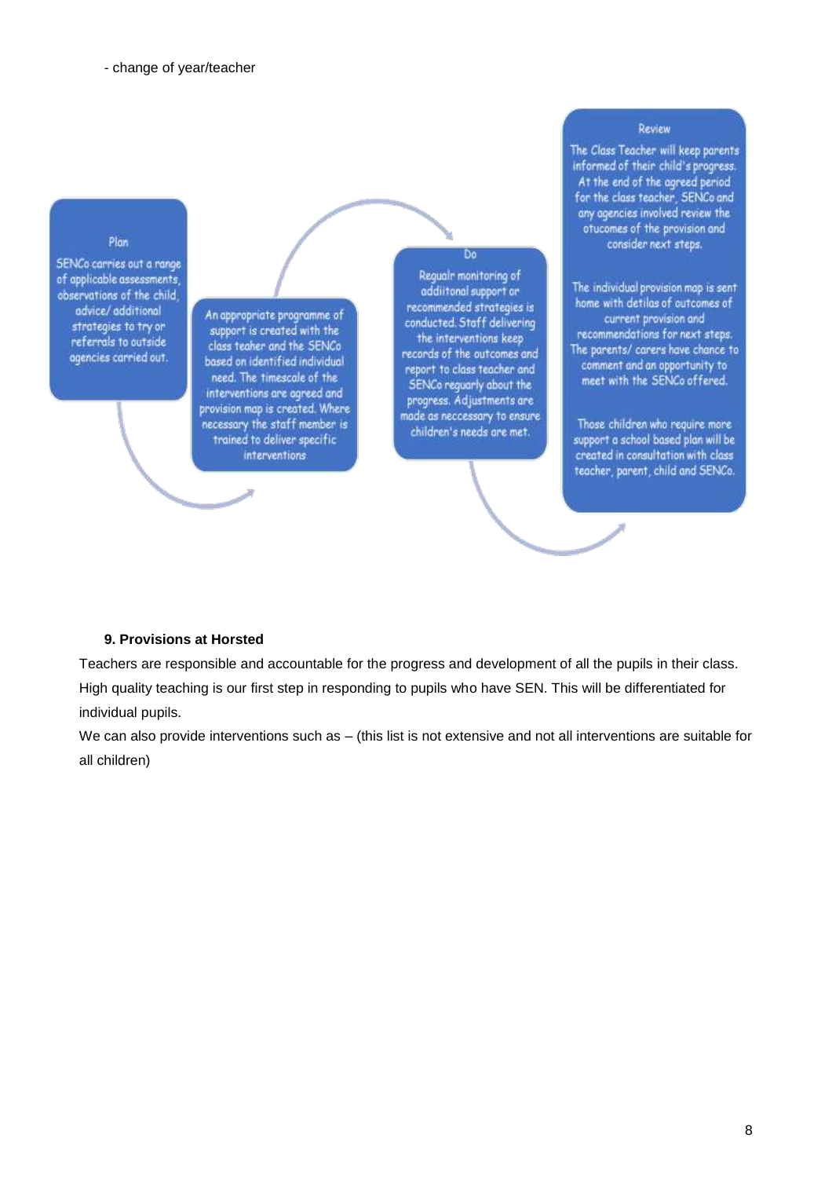- change of year/teacher

Plan

SENCo carries out a range of applicable assessments, observations of the child, advice/ additional strategies to try or referrals to outside agencies carried out.

An appropriate programme of support is created with the class teaher and the SENCo based on identified individual need. The timescale of the interventions are agreed and provision map is created. Where necessary the staff member is trained to deliver specific interventions

Do

Regualr monitoring of additional support or recommended strategies is conducted. Staff delivering the interventions keep records of the outcomes and report to class teacher and SENCo reguarly about the progress. Adjustments are made as neccessary to ensure children's needs are met.

Review

The Class Teacher will keep parents informed of their child's progress. At the end of the agreed period for the class teacher, SENCo and any agencies involved review the otucomes of the provision and consider next steps.

The individual provision map is sent home with detilas of outcomes of current provision and recommendations for next steps. The parents/ carers have chance to comment and an opportunity to meet with the SENCo offered.

Those children who require more support a school based plan will be created in consultation with class teacher, parent, child and SENCo.

**9. Provisions at Horsted**

Teachers are responsible and accountable for the progress and development of all the pupils in their class. High quality teaching is our first step in responding to pupils who have SEN. This will be differentiated for individual pupils.

We can also provide interventions such as – (this list is not extensive and not all interventions are suitable for all children)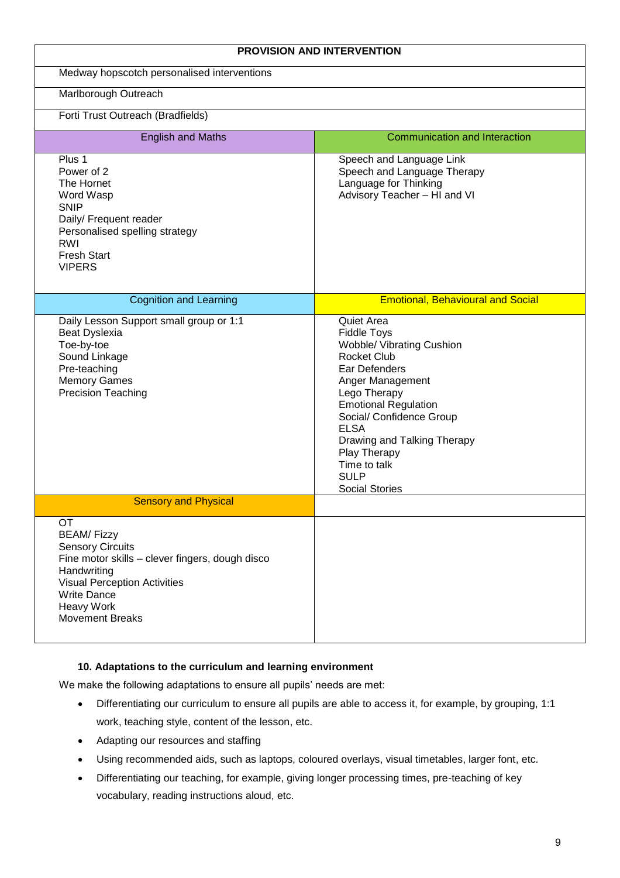| PROVISION AND INTERVENTION | |
|---|---|
| Medway hopscotch personalised interventions | |
| Marlborough Outreach | |
| Forti Trust Outreach (Bradfields) | |
| **English and Maths** | **Communication and Interaction** |
| Plus 1<br>Power of 2<br>The Hornet<br>Word Wasp<br>SNIP<br>Daily/ Frequent reader<br>Personalised spelling strategy<br>RWI<br>Fresh Start<br>VIPERS | Speech and Language Link<br>Speech and Language Therapy<br>Language for Thinking<br>Advisory Teacher – HI and VI |
| **Cognition and Learning** | **Emotional, Behavioural and Social** |
| Daily Lesson Support small group or 1:1<br>Beat Dyslexia<br>Toe-by-toe<br>Sound Linkage<br>Pre-teaching<br>Memory Games<br>Precision Teaching | Quiet Area<br>Fiddle Toys<br>Wobble/ Vibrating Cushion<br>Rocket Club<br>Ear Defenders<br>Anger Management<br>Lego Therapy<br>Emotional Regulation<br>Social/ Confidence Group<br>ELSA<br>Drawing and Talking Therapy<br>Play Therapy<br>Time to talk<br>SULP<br>Social Stories |
| **Sensory and Physical** | |
| OT<br>BEAM/ Fizzy<br>Sensory Circuits<br>Fine motor skills – clever fingers, dough disco<br>Handwriting<br>Visual Perception Activities<br>Write Dance<br>Heavy Work<br>Movement Breaks | |

### 10. Adaptations to the curriculum and learning environment

We make the following adaptations to ensure all pupils' needs are met:

- Differentiating our curriculum to ensure all pupils are able to access it, for example, by grouping, 1:1 work, teaching style, content of the lesson, etc.
- Adapting our resources and staffing
- Using recommended aids, such as laptops, coloured overlays, visual timetables, larger font, etc.
- Differentiating our teaching, for example, giving longer processing times, pre-teaching of key vocabulary, reading instructions aloud, etc.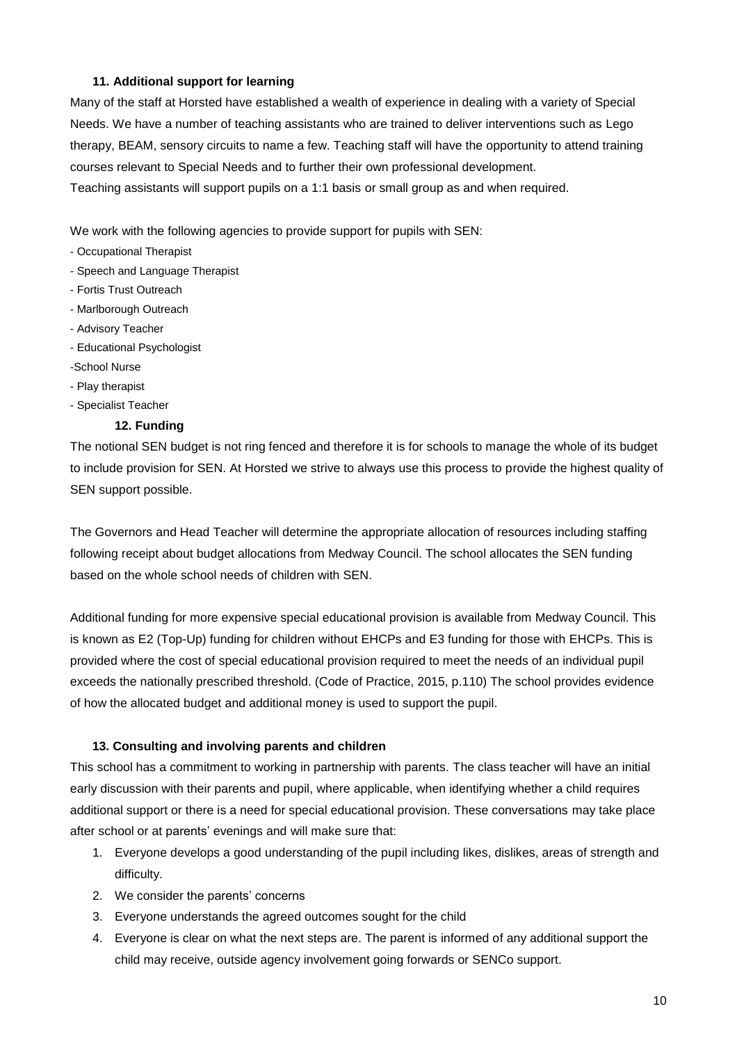### 11. Additional support for learning

Many of the staff at Horsted have established a wealth of experience in dealing with a variety of Special Needs. We have a number of teaching assistants who are trained to deliver interventions such as Lego therapy, BEAM, sensory circuits to name a few. Teaching staff will have the opportunity to attend training courses relevant to Special Needs and to further their own professional development.
Teaching assistants will support pupils on a 1:1 basis or small group as and when required.

We work with the following agencies to provide support for pupils with SEN:

- Occupational Therapist
- Speech and Language Therapist
- Fortis Trust Outreach
- Marlborough Outreach
- Advisory Teacher
- Educational Psychologist
- School Nurse
- Play therapist
- Specialist Teacher

### 12. Funding

The notional SEN budget is not ring fenced and therefore it is for schools to manage the whole of its budget to include provision for SEN. At Horsted we strive to always use this process to provide the highest quality of SEN support possible.

The Governors and Head Teacher will determine the appropriate allocation of resources including staffing following receipt about budget allocations from Medway Council. The school allocates the SEN funding based on the whole school needs of children with SEN.

Additional funding for more expensive special educational provision is available from Medway Council. This is known as E2 (Top-Up) funding for children without EHCPs and E3 funding for those with EHCPs. This is provided where the cost of special educational provision required to meet the needs of an individual pupil exceeds the nationally prescribed threshold. (Code of Practice, 2015, p.110) The school provides evidence of how the allocated budget and additional money is used to support the pupil.

### 13. Consulting and involving parents and children

This school has a commitment to working in partnership with parents. The class teacher will have an initial early discussion with their parents and pupil, where applicable, when identifying whether a child requires additional support or there is a need for special educational provision. These conversations may take place after school or at parents' evenings and will make sure that:

1. Everyone develops a good understanding of the pupil including likes, dislikes, areas of strength and difficulty.
2. We consider the parents' concerns
3. Everyone understands the agreed outcomes sought for the child
4. Everyone is clear on what the next steps are. The parent is informed of any additional support the child may receive, outside agency involvement going forwards or SENCo support.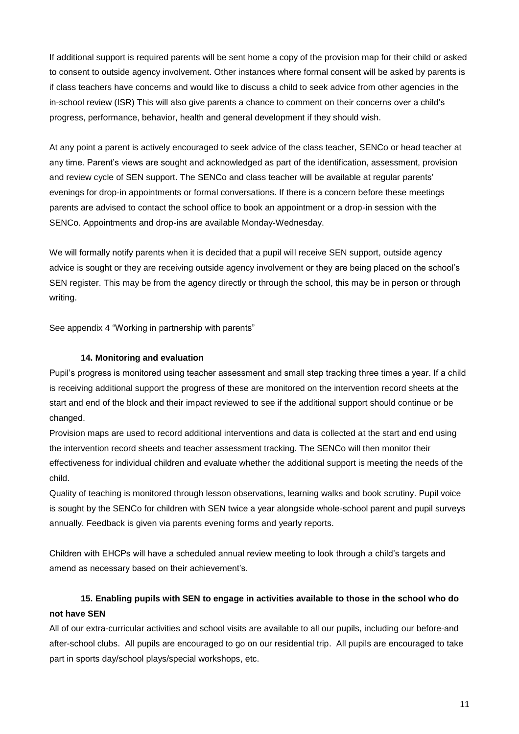If additional support is required parents will be sent home a copy of the provision map for their child or asked to consent to outside agency involvement. Other instances where formal consent will be asked by parents is if class teachers have concerns and would like to discuss a child to seek advice from other agencies in the in-school review (ISR) This will also give parents a chance to comment on their concerns over a child's progress, performance, behavior, health and general development if they should wish.

At any point a parent is actively encouraged to seek advice of the class teacher, SENCo or head teacher at any time. Parent's views are sought and acknowledged as part of the identification, assessment, provision and review cycle of SEN support. The SENCo and class teacher will be available at regular parents' evenings for drop-in appointments or formal conversations. If there is a concern before these meetings parents are advised to contact the school office to book an appointment or a drop-in session with the SENCo. Appointments and drop-ins are available Monday-Wednesday.

We will formally notify parents when it is decided that a pupil will receive SEN support, outside agency advice is sought or they are receiving outside agency involvement or they are being placed on the school's SEN register. This may be from the agency directly or through the school, this may be in person or through writing.

See appendix 4 "Working in partnership with parents"

### 14. Monitoring and evaluation

Pupil's progress is monitored using teacher assessment and small step tracking three times a year. If a child is receiving additional support the progress of these are monitored on the intervention record sheets at the start and end of the block and their impact reviewed to see if the additional support should continue or be changed.

Provision maps are used to record additional interventions and data is collected at the start and end using the intervention record sheets and teacher assessment tracking. The SENCo will then monitor their effectiveness for individual children and evaluate whether the additional support is meeting the needs of the child.

Quality of teaching is monitored through lesson observations, learning walks and book scrutiny. Pupil voice is sought by the SENCo for children with SEN twice a year alongside whole-school parent and pupil surveys annually. Feedback is given via parents evening forms and yearly reports.

Children with EHCPs will have a scheduled annual review meeting to look through a child's targets and amend as necessary based on their achievement's.

### 15. Enabling pupils with SEN to engage in activities available to those in the school who do not have SEN

All of our extra-curricular activities and school visits are available to all our pupils, including our before-and after-school clubs. All pupils are encouraged to go on our residential trip. All pupils are encouraged to take part in sports day/school plays/special workshops, etc.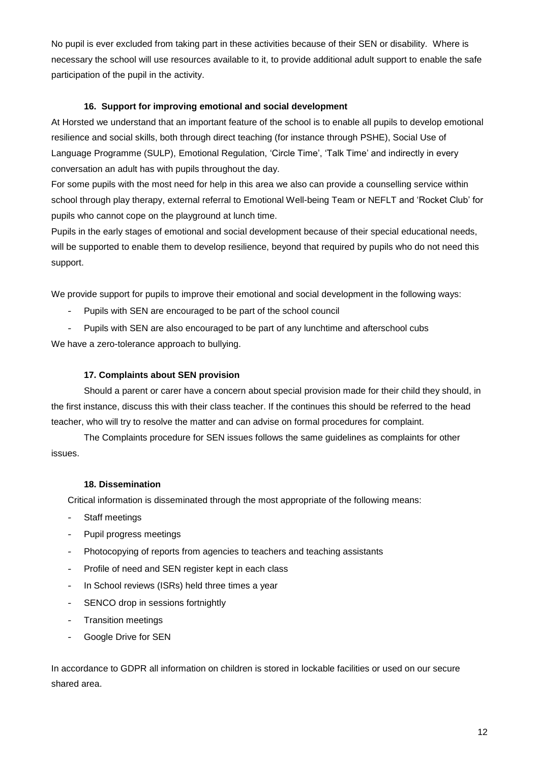No pupil is ever excluded from taking part in these activities because of their SEN or disability. Where is necessary the school will use resources available to it, to provide additional adult support to enable the safe participation of the pupil in the activity.

### 16. Support for improving emotional and social development

At Horsted we understand that an important feature of the school is to enable all pupils to develop emotional resilience and social skills, both through direct teaching (for instance through PSHE), Social Use of Language Programme (SULP), Emotional Regulation, 'Circle Time', 'Talk Time' and indirectly in every conversation an adult has with pupils throughout the day.

For some pupils with the most need for help in this area we also can provide a counselling service within school through play therapy, external referral to Emotional Well-being Team or NEFLT and 'Rocket Club' for pupils who cannot cope on the playground at lunch time.

Pupils in the early stages of emotional and social development because of their special educational needs, will be supported to enable them to develop resilience, beyond that required by pupils who do not need this support.

We provide support for pupils to improve their emotional and social development in the following ways:

- Pupils with SEN are encouraged to be part of the school council
- Pupils with SEN are also encouraged to be part of any lunchtime and afterschool cubs

We have a zero-tolerance approach to bullying.

### 17. Complaints about SEN provision

Should a parent or carer have a concern about special provision made for their child they should, in the first instance, discuss this with their class teacher. If the continues this should be referred to the head teacher, who will try to resolve the matter and can advise on formal procedures for complaint.

The Complaints procedure for SEN issues follows the same guidelines as complaints for other issues.

### 18. Dissemination

Critical information is disseminated through the most appropriate of the following means:

- Staff meetings
- Pupil progress meetings
- Photocopying of reports from agencies to teachers and teaching assistants
- Profile of need and SEN register kept in each class
- In School reviews (ISRs) held three times a year
- SENCO drop in sessions fortnightly
- Transition meetings
- Google Drive for SEN

In accordance to GDPR all information on children is stored in lockable facilities or used on our secure shared area.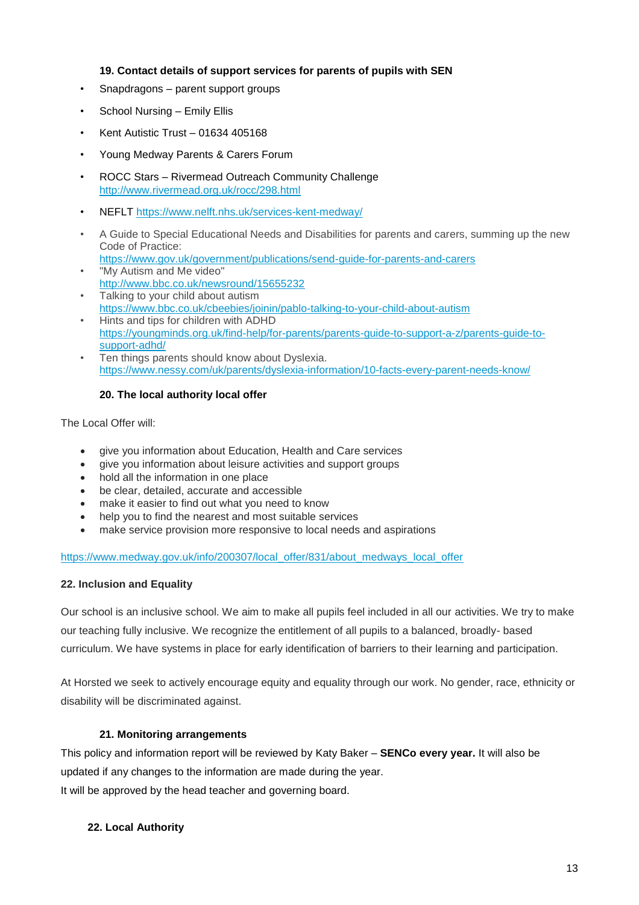### 19. Contact details of support services for parents of pupils with SEN

- Snapdragons – parent support groups
- School Nursing – Emily Ellis
- Kent Autistic Trust – 01634 405168
- Young Medway Parents & Carers Forum
- ROCC Stars – Rivermead Outreach Community Challenge http://www.rivermead.org.uk/rocc/298.html
- NEFLT https://www.nelft.nhs.uk/services-kent-medway/
- A Guide to Special Educational Needs and Disabilities for parents and carers, summing up the new Code of Practice: https://www.gov.uk/government/publications/send-guide-for-parents-and-carers
- "My Autism and Me video" http://www.bbc.co.uk/newsround/15655232
- Talking to your child about autism https://www.bbc.co.uk/cbeebies/joinin/pablo-talking-to-your-child-about-autism
- Hints and tips for children with ADHD https://youngminds.org.uk/find-help/for-parents/parents-guide-to-support-a-z/parents-guide-to-support-adhd/
- Ten things parents should know about Dyslexia. https://www.nessy.com/uk/parents/dyslexia-information/10-facts-every-parent-needs-know/

### 20. The local authority local offer

The Local Offer will:

- give you information about Education, Health and Care services
- give you information about leisure activities and support groups
- hold all the information in one place
- be clear, detailed, accurate and accessible
- make it easier to find out what you need to know
- help you to find the nearest and most suitable services
- make service provision more responsive to local needs and aspirations

https://www.medway.gov.uk/info/200307/local_offer/831/about_medways_local_offer

### 22. Inclusion and Equality

Our school is an inclusive school. We aim to make all pupils feel included in all our activities. We try to make our teaching fully inclusive. We recognize the entitlement of all pupils to a balanced, broadly- based curriculum. We have systems in place for early identification of barriers to their learning and participation.

At Horsted we seek to actively encourage equity and equality through our work. No gender, race, ethnicity or disability will be discriminated against.

### 21. Monitoring arrangements

This policy and information report will be reviewed by Katy Baker – **SENCo every year.** It will also be updated if any changes to the information are made during the year.
It will be approved by the head teacher and governing board.

### 22. Local Authority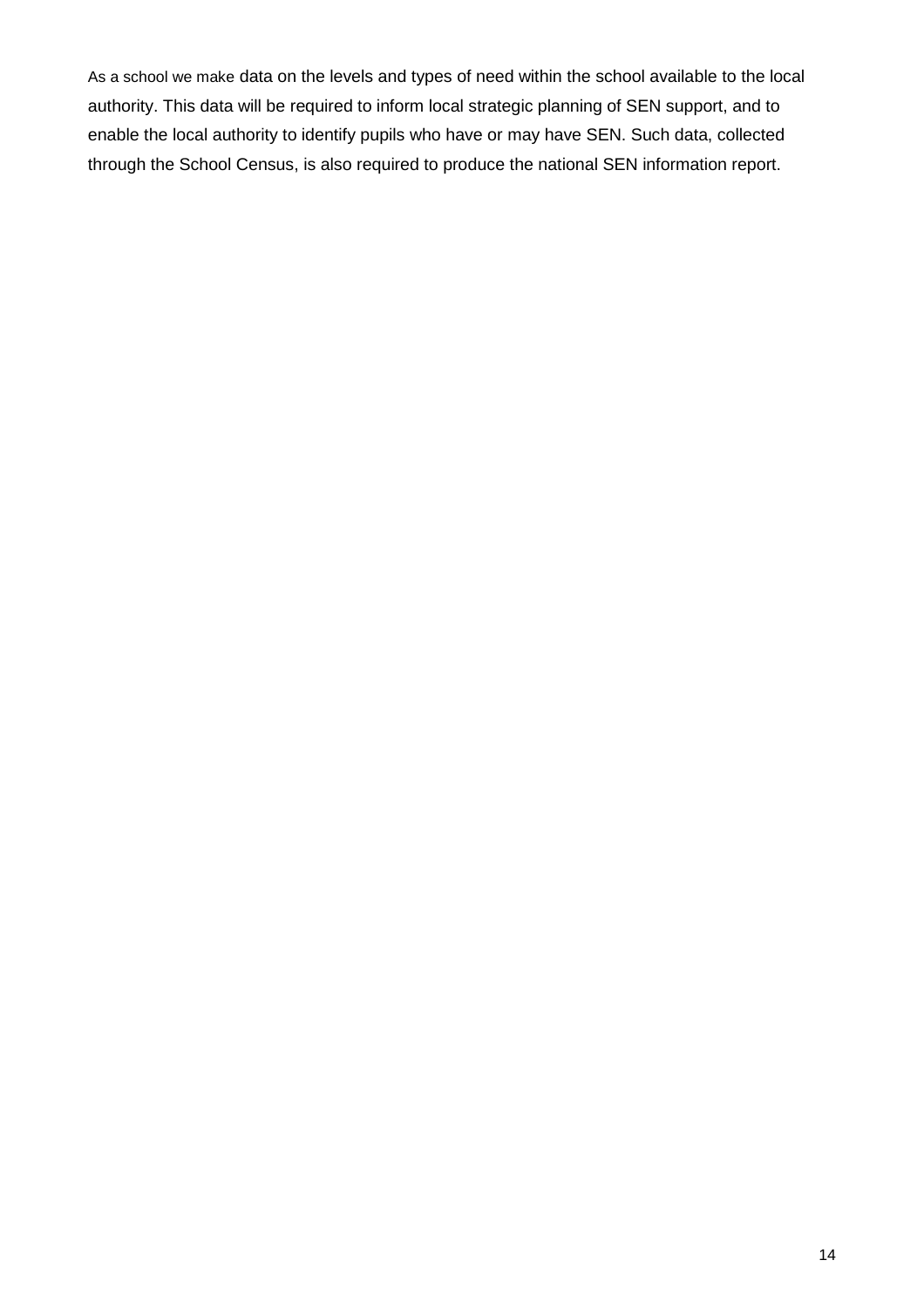As a school we make data on the levels and types of need within the school available to the local authority. This data will be required to inform local strategic planning of SEN support, and to enable the local authority to identify pupils who have or may have SEN. Such data, collected through the School Census, is also required to produce the national SEN information report.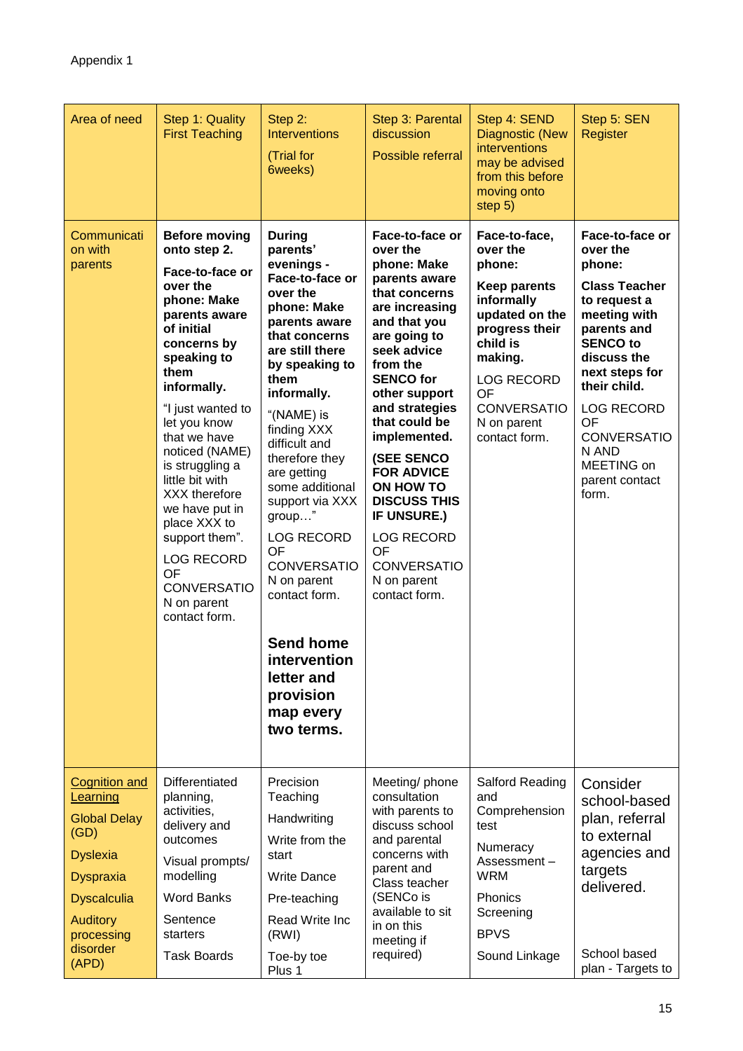Appendix 1

| Area of need | Step 1: Quality First Teaching | Step 2: Interventions (Trial for 6weeks) | Step 3: Parental discussion Possible referral | Step 4: SEND Diagnostic (New interventions may be advised from this before moving onto step 5) | Step 5: SEN Register |
|---|---|---|---|---|---|
| Communication with parents | **Before moving onto step 2.** **Face-to-face or over the phone: Make parents aware of initial concerns by speaking to them informally.** "I just wanted to let you know that we have noticed (NAME) is struggling a little bit with XXX therefore we have put in place XXX to support them". LOG RECORD OF CONVERSATION on parent contact form. | **During parents' evenings - Face-to-face or over the phone: Make parents aware that concerns are still there by speaking to them informally.** "(NAME) is finding XXX difficult and therefore they are getting some additional support via XXX group…" LOG RECORD OF CONVERSATION on parent contact form. **Send home intervention letter and provision map every two terms.** | **Face-to-face or over the phone: Make parents aware that concerns are increasing and that you are going to seek advice from the SENCO for other support and strategies that could be implemented.** **(SEE SENCO FOR ADVICE ON HOW TO DISCUSS THIS IF UNSURE.)** LOG RECORD OF CONVERSATION on parent contact form. | **Face-to-face, over the phone:** **Keep parents informally updated on the progress their child is making.** LOG RECORD OF CONVERSATION on parent contact form. | **Face-to-face or over the phone:** **Class Teacher to request a meeting with parents and SENCO to discuss the next steps for their child.** LOG RECORD OF CONVERSATION AND MEETING on parent contact form. |
| Cognition and Learning<br>Global Delay (GD)<br>Dyslexia<br>Dyspraxia<br>Dyscalculia<br>Auditory processing disorder (APD) | Differentiated planning, activities, delivery and outcomes<br>Visual prompts/ modelling<br>Word Banks<br>Sentence starters<br>Task Boards | Precision Teaching<br>Handwriting<br>Write from the start<br>Write Dance<br>Pre-teaching<br>Read Write Inc (RWI)<br>Toe-by toe Plus 1 | Meeting/ phone consultation with parents to discuss school and parental concerns with parent and Class teacher (SENCo is available to sit in on this meeting if required) | Salford Reading and Comprehension test<br>Numeracy Assessment – WRM<br>Phonics Screening<br>BPVS<br>Sound Linkage | Consider school-based plan, referral to external agencies and targets delivered.<br>School based plan - Targets to |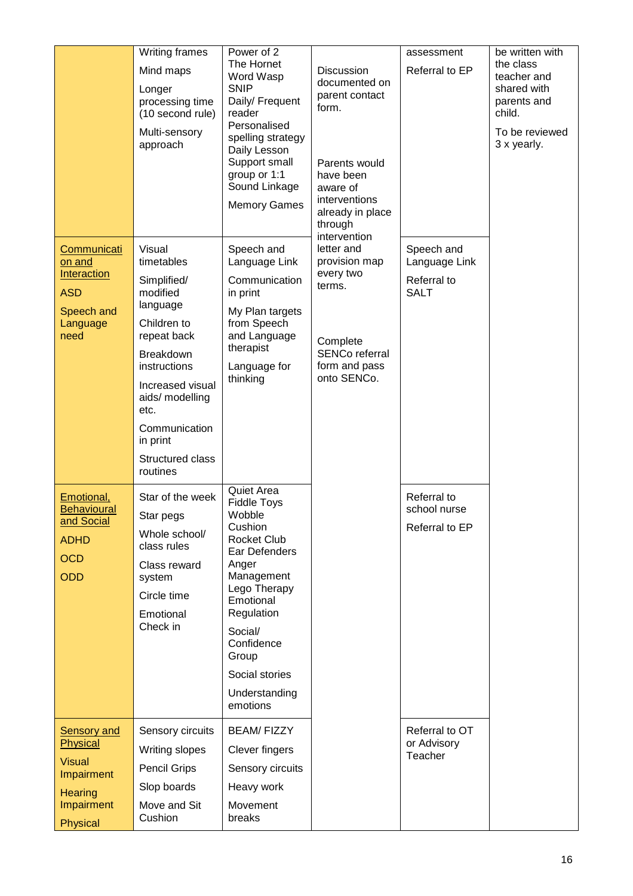| | | | | | |
|---|---|---|---|---|---|
| | Writing frames<br>Mind maps<br>Longer processing time (10 second rule)<br>Multi-sensory approach | Power of 2<br>The Hornet<br>Word Wasp<br>SNIP<br>Daily/ Frequent reader<br>Personalised spelling strategy<br>Daily Lesson Support small group or 1:1<br>Sound Linkage<br>Memory Games | Discussion documented on parent contact form.<br><br>Parents would have been aware of interventions already in place through intervention letter and provision map every two terms.<br><br>Complete SENCo referral form and pass onto SENCo. | assessment<br>Referral to EP | be written with the class teacher and shared with parents and child.<br>To be reviewed 3 x yearly. |
| Communication and Interaction<br>ASD<br>Speech and Language need | Visual timetables<br>Simplified/ modified language<br>Children to repeat back<br>Breakdown instructions<br>Increased visual aids/ modelling etc.<br>Communication in print<br>Structured class routines | Speech and Language Link<br>Communication in print<br>My Plan targets from Speech and Language therapist<br>Language for thinking | | Speech and Language Link<br>Referral to SALT | |
| Emotional, Behavioural and Social<br>ADHD<br>OCD<br>ODD | Star of the week<br>Star pegs<br>Whole school/ class rules<br>Class reward system<br>Circle time<br>Emotional Check in | Quiet Area<br>Fiddle Toys<br>Wobble Cushion<br>Rocket Club<br>Ear Defenders<br>Anger Management<br>Lego Therapy<br>Emotional Regulation<br>Social/ Confidence Group<br>Social stories<br>Understanding emotions | | Referral to school nurse<br>Referral to EP | |
| Sensory and Physical<br>Visual Impairment<br>Hearing Impairment<br>Physical | Sensory circuits<br>Writing slopes<br>Pencil Grips<br>Slop boards<br>Move and Sit Cushion | BEAM/ FIZZY<br>Clever fingers<br>Sensory circuits<br>Heavy work<br>Movement breaks | | Referral to OT or Advisory Teacher | |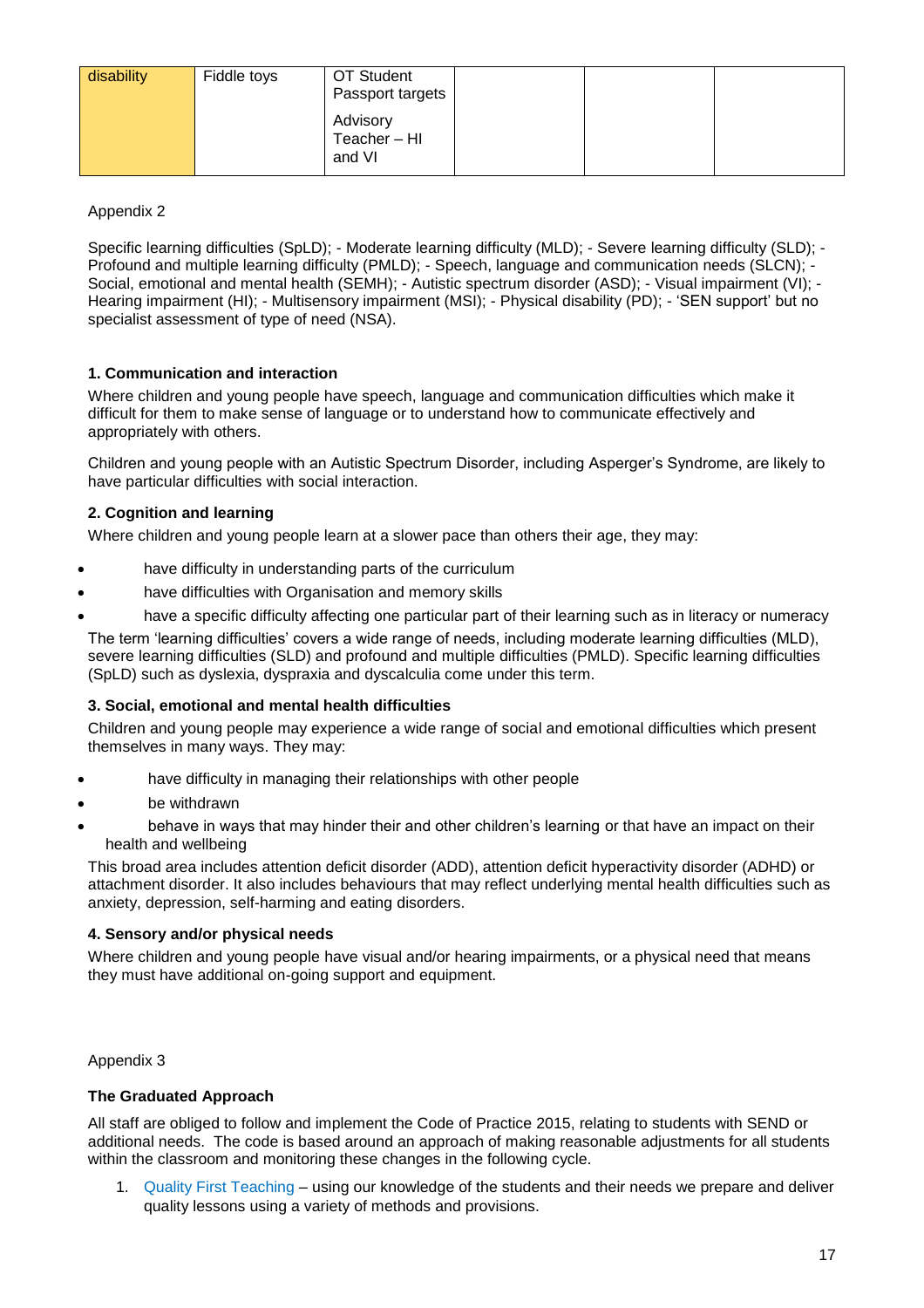| disability | Fiddle toys | OT Student Passport targets<br><br>Advisory Teacher – HI and VI | | | |
|---|---|---|---|---|---|

Appendix 2

Specific learning difficulties (SpLD); - Moderate learning difficulty (MLD); - Severe learning difficulty (SLD); - Profound and multiple learning difficulty (PMLD); - Speech, language and communication needs (SLCN); - Social, emotional and mental health (SEMH); - Autistic spectrum disorder (ASD); - Visual impairment (VI); - Hearing impairment (HI); - Multisensory impairment (MSI); - Physical disability (PD); - 'SEN support' but no specialist assessment of type of need (NSA).

**1. Communication and interaction**

Where children and young people have speech, language and communication difficulties which make it difficult for them to make sense of language or to understand how to communicate effectively and appropriately with others.

Children and young people with an Autistic Spectrum Disorder, including Asperger's Syndrome, are likely to have particular difficulties with social interaction.

**2. Cognition and learning**

Where children and young people learn at a slower pace than others their age, they may:

- have difficulty in understanding parts of the curriculum
- have difficulties with Organisation and memory skills
- have a specific difficulty affecting one particular part of their learning such as in literacy or numeracy

The term 'learning difficulties' covers a wide range of needs, including moderate learning difficulties (MLD), severe learning difficulties (SLD) and profound and multiple difficulties (PMLD). Specific learning difficulties (SpLD) such as dyslexia, dyspraxia and dyscalculia come under this term.

**3. Social, emotional and mental health difficulties**

Children and young people may experience a wide range of social and emotional difficulties which present themselves in many ways. They may:

- have difficulty in managing their relationships with other people
- be withdrawn
- behave in ways that may hinder their and other children's learning or that have an impact on their health and wellbeing

This broad area includes attention deficit disorder (ADD), attention deficit hyperactivity disorder (ADHD) or attachment disorder. It also includes behaviours that may reflect underlying mental health difficulties such as anxiety, depression, self-harming and eating disorders.

**4. Sensory and/or physical needs**

Where children and young people have visual and/or hearing impairments, or a physical need that means they must have additional on-going support and equipment.

Appendix 3

**The Graduated Approach**

All staff are obliged to follow and implement the Code of Practice 2015, relating to students with SEND or additional needs. The code is based around an approach of making reasonable adjustments for all students within the classroom and monitoring these changes in the following cycle.

1. Quality First Teaching – using our knowledge of the students and their needs we prepare and deliver quality lessons using a variety of methods and provisions.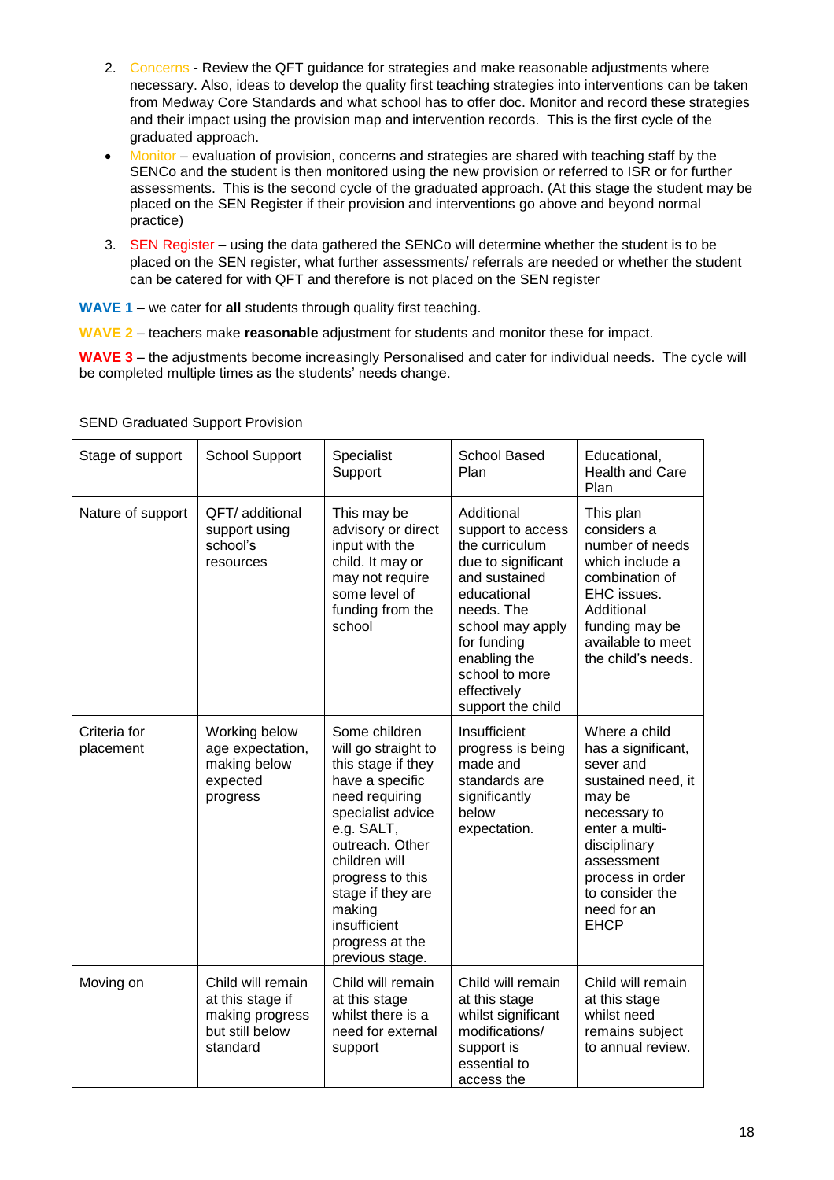2. Concerns - Review the QFT guidance for strategies and make reasonable adjustments where necessary. Also, ideas to develop the quality first teaching strategies into interventions can be taken from Medway Core Standards and what school has to offer doc. Monitor and record these strategies and their impact using the provision map and intervention records. This is the first cycle of the graduated approach.

- Monitor – evaluation of provision, concerns and strategies are shared with teaching staff by the SENCo and the student is then monitored using the new provision or referred to ISR or for further assessments. This is the second cycle of the graduated approach. (At this stage the student may be placed on the SEN Register if their provision and interventions go above and beyond normal practice)

3. SEN Register – using the data gathered the SENCo will determine whether the student is to be placed on the SEN register, what further assessments/ referrals are needed or whether the student can be catered for with QFT and therefore is not placed on the SEN register

**WAVE 1** – we cater for **all** students through quality first teaching.

**WAVE 2** – teachers make **reasonable** adjustment for students and monitor these for impact.

**WAVE 3** – the adjustments become increasingly Personalised and cater for individual needs. The cycle will be completed multiple times as the students' needs change.

SEND Graduated Support Provision

| Stage of support | School Support | Specialist Support | School Based Plan | Educational, Health and Care Plan |
|---|---|---|---|---|
| Nature of support | QFT/ additional support using school's resources | This may be advisory or direct input with the child. It may or may not require some level of funding from the school | Additional support to access the curriculum due to significant and sustained educational needs. The school may apply for funding enabling the school to more effectively support the child | This plan considers a number of needs which include a combination of EHC issues. Additional funding may be available to meet the child's needs. |
| Criteria for placement | Working below age expectation, making below expected progress | Some children will go straight to this stage if they have a specific need requiring specialist advice e.g. SALT, outreach. Other children will progress to this stage if they are making insufficient progress at the previous stage. | Insufficient progress is being made and standards are significantly below expectation. | Where a child has a significant, sever and sustained need, it may be necessary to enter a multi-disciplinary assessment process in order to consider the need for an EHCP |
| Moving on | Child will remain at this stage if making progress but still below standard | Child will remain at this stage whilst there is a need for external support | Child will remain at this stage whilst significant modifications/ support is essential to access the | Child will remain at this stage whilst need remains subject to annual review. |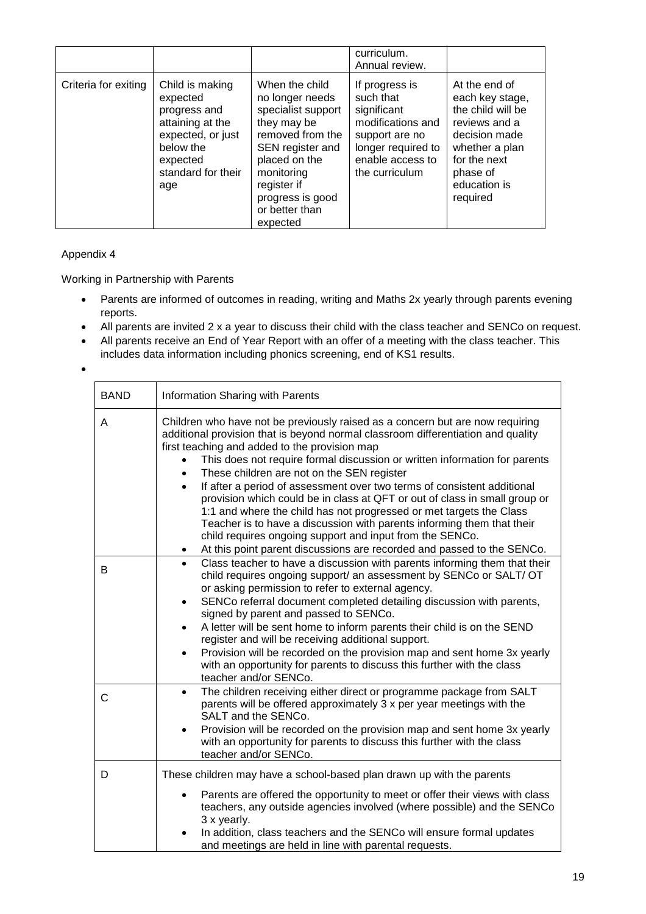| | | | curriculum.<br>Annual review. | |
|---|---|---|---|---|
| Criteria for exiting | Child is making expected progress and attaining at the expected, or just below the expected standard for their age | When the child no longer needs specialist support they may be removed from the SEN register and placed on the monitoring register if progress is good or better than expected | If progress is such that significant modifications and support are no longer required to enable access to the curriculum | At the end of each key stage, the child will be reviews and a decision made whether a plan for the next phase of education is required |

Appendix 4

Working in Partnership with Parents

- Parents are informed of outcomes in reading, writing and Maths 2x yearly through parents evening reports.
- All parents are invited 2 x a year to discuss their child with the class teacher and SENCo on request.
- All parents receive an End of Year Report with an offer of a meeting with the class teacher. This includes data information including phonics screening, end of KS1 results.
-

| BAND | Information Sharing with Parents |
|---|---|
| A | Children who have not be previously raised as a concern but are now requiring additional provision that is beyond normal classroom differentiation and quality first teaching and added to the provision map<br>• This does not require formal discussion or written information for parents<br>• These children are not on the SEN register<br>• If after a period of assessment over two terms of consistent additional provision which could be in class at QFT or out of class in small group or 1:1 and where the child has not progressed or met targets the Class Teacher is to have a discussion with parents informing them that their child requires ongoing support and input from the SENCo.<br>• At this point parent discussions are recorded and passed to the SENCo. |
| B | • Class teacher to have a discussion with parents informing them that their child requires ongoing support/ an assessment by SENCo or SALT/ OT or asking permission to refer to external agency.<br>• SENCo referral document completed detailing discussion with parents, signed by parent and passed to SENCo.<br>• A letter will be sent home to inform parents their child is on the SEND register and will be receiving additional support.<br>• Provision will be recorded on the provision map and sent home 3x yearly with an opportunity for parents to discuss this further with the class teacher and/or SENCo. |
| C | • The children receiving either direct or programme package from SALT parents will be offered approximately 3 x per year meetings with the SALT and the SENCo.<br>• Provision will be recorded on the provision map and sent home 3x yearly with an opportunity for parents to discuss this further with the class teacher and/or SENCo. |
| D | These children may have a school-based plan drawn up with the parents<br>• Parents are offered the opportunity to meet or offer their views with class teachers, any outside agencies involved (where possible) and the SENCo 3 x yearly.<br>• In addition, class teachers and the SENCo will ensure formal updates and meetings are held in line with parental requests. |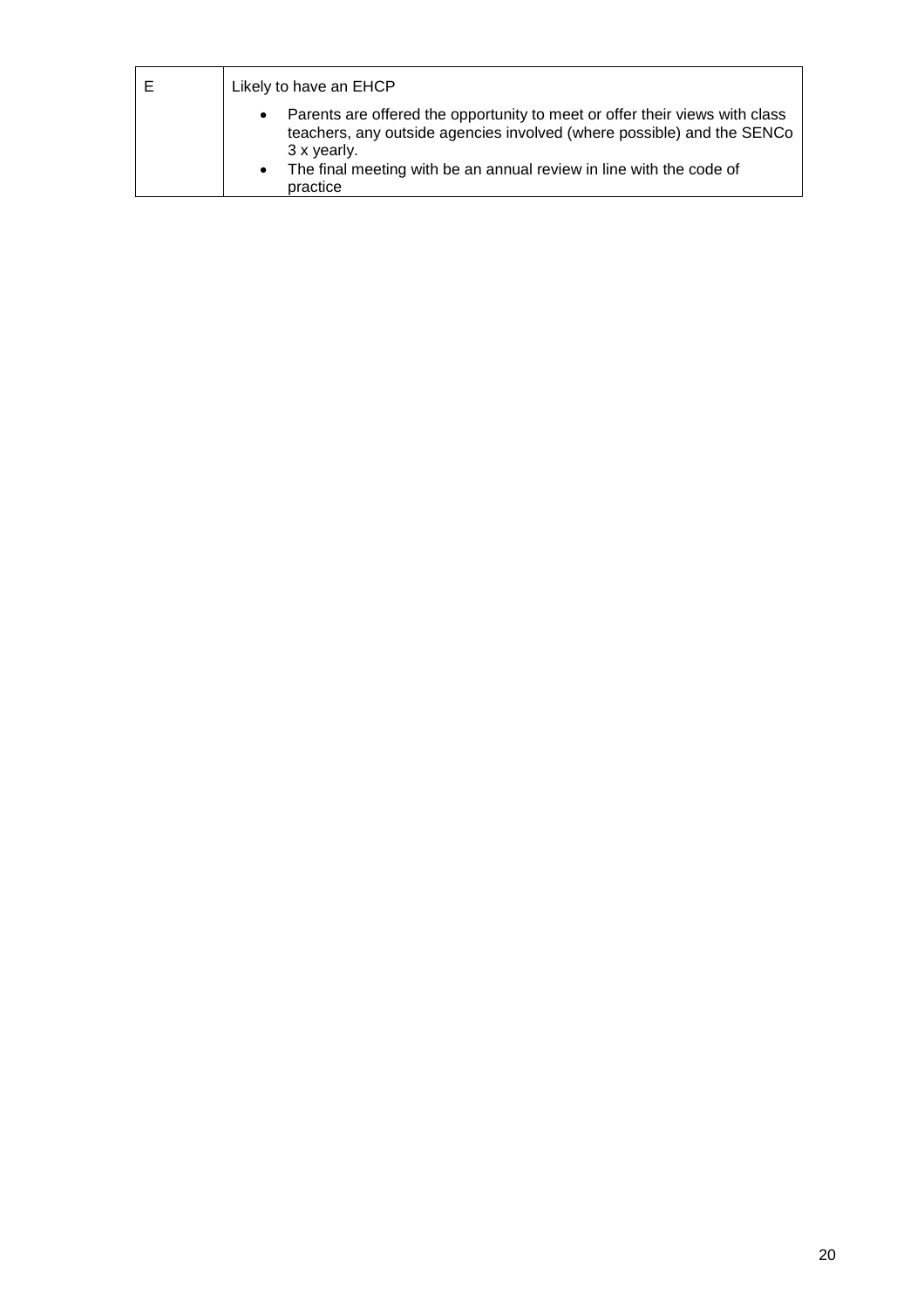| | |
|---|---|
| E | Likely to have an EHCP<br>• Parents are offered the opportunity to meet or offer their views with class teachers, any outside agencies involved (where possible) and the SENCo 3 x yearly.<br>• The final meeting with be an annual review in line with the code of practice |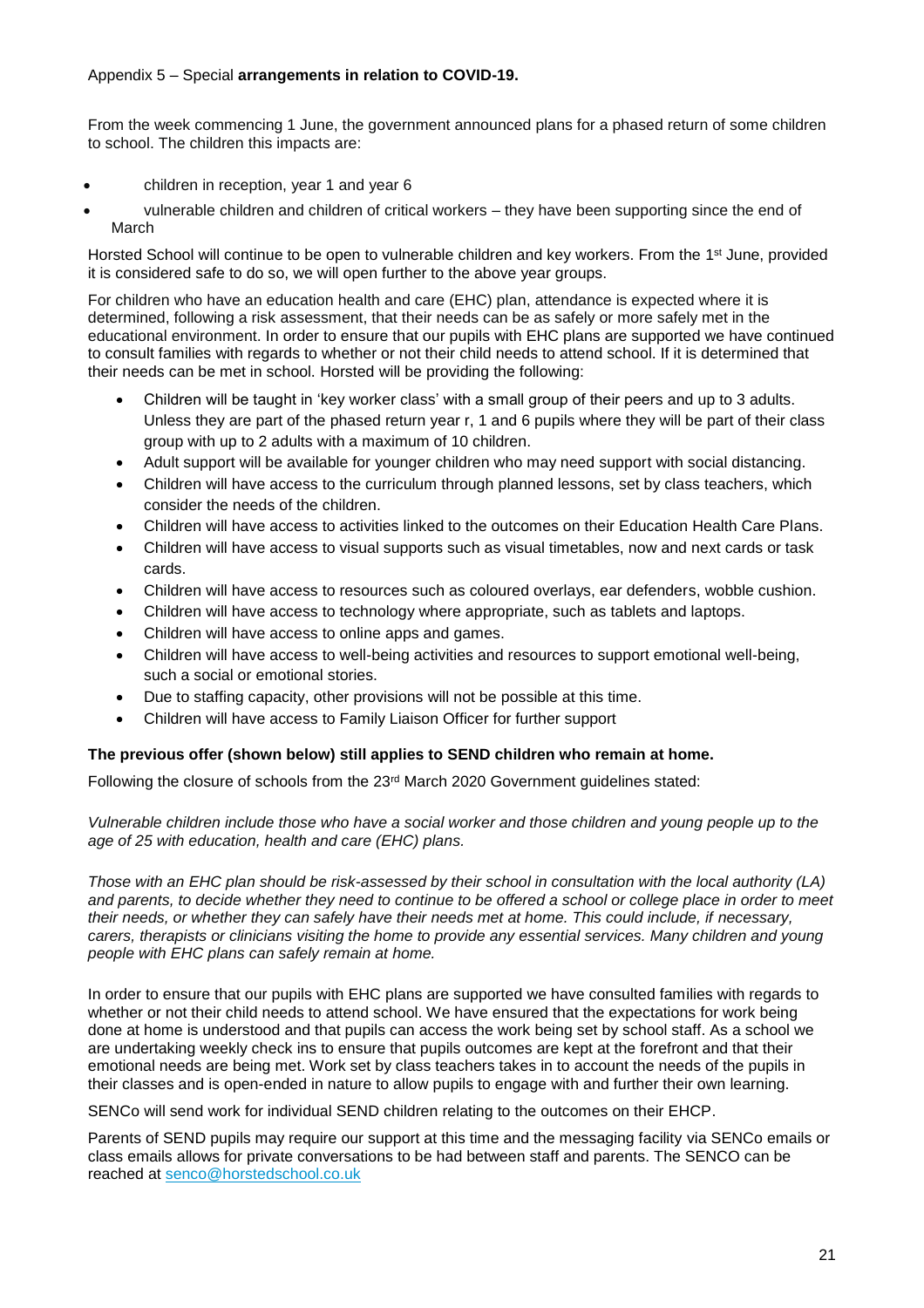Appendix 5 – Special **arrangements in relation to COVID-19.**

From the week commencing 1 June, the government announced plans for a phased return of some children to school. The children this impacts are:

- children in reception, year 1 and year 6
- vulnerable children and children of critical workers – they have been supporting since the end of March

Horsted School will continue to be open to vulnerable children and key workers. From the 1st June, provided it is considered safe to do so, we will open further to the above year groups.

For children who have an education health and care (EHC) plan, attendance is expected where it is determined, following a risk assessment, that their needs can be as safely or more safely met in the educational environment. In order to ensure that our pupils with EHC plans are supported we have continued to consult families with regards to whether or not their child needs to attend school. If it is determined that their needs can be met in school. Horsted will be providing the following:

- Children will be taught in 'key worker class' with a small group of their peers and up to 3 adults. Unless they are part of the phased return year r, 1 and 6 pupils where they will be part of their class group with up to 2 adults with a maximum of 10 children.
- Adult support will be available for younger children who may need support with social distancing.
- Children will have access to the curriculum through planned lessons, set by class teachers, which consider the needs of the children.
- Children will have access to activities linked to the outcomes on their Education Health Care Plans.
- Children will have access to visual supports such as visual timetables, now and next cards or task cards.
- Children will have access to resources such as coloured overlays, ear defenders, wobble cushion.
- Children will have access to technology where appropriate, such as tablets and laptops.
- Children will have access to online apps and games.
- Children will have access to well-being activities and resources to support emotional well-being, such a social or emotional stories.
- Due to staffing capacity, other provisions will not be possible at this time.
- Children will have access to Family Liaison Officer for further support

**The previous offer (shown below) still applies to SEND children who remain at home.**

Following the closure of schools from the 23rd March 2020 Government guidelines stated:

*Vulnerable children include those who have a social worker and those children and young people up to the age of 25 with education, health and care (EHC) plans.*

*Those with an EHC plan should be risk-assessed by their school in consultation with the local authority (LA) and parents, to decide whether they need to continue to be offered a school or college place in order to meet their needs, or whether they can safely have their needs met at home. This could include, if necessary, carers, therapists or clinicians visiting the home to provide any essential services. Many children and young people with EHC plans can safely remain at home.*

In order to ensure that our pupils with EHC plans are supported we have consulted families with regards to whether or not their child needs to attend school. We have ensured that the expectations for work being done at home is understood and that pupils can access the work being set by school staff. As a school we are undertaking weekly check ins to ensure that pupils outcomes are kept at the forefront and that their emotional needs are being met. Work set by class teachers takes in to account the needs of the pupils in their classes and is open-ended in nature to allow pupils to engage with and further their own learning.

SENCo will send work for individual SEND children relating to the outcomes on their EHCP.

Parents of SEND pupils may require our support at this time and the messaging facility via SENCo emails or class emails allows for private conversations to be had between staff and parents. The SENCO can be reached at senco@horstedschool.co.uk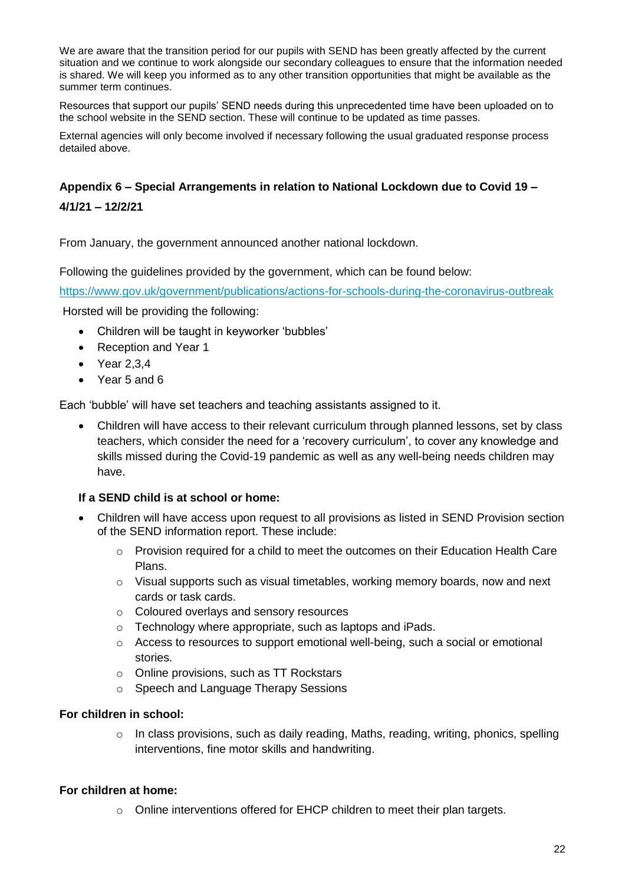We are aware that the transition period for our pupils with SEND has been greatly affected by the current situation and we continue to work alongside our secondary colleagues to ensure that the information needed is shared. We will keep you informed as to any other transition opportunities that might be available as the summer term continues.

Resources that support our pupils' SEND needs during this unprecedented time have been uploaded on to the school website in the SEND section. These will continue to be updated as time passes.

External agencies will only become involved if necessary following the usual graduated response process detailed above.

## Appendix 6 – Special Arrangements in relation to National Lockdown due to Covid 19 – 4/1/21 – 12/2/21

From January, the government announced another national lockdown.

Following the guidelines provided by the government, which can be found below:

https://www.gov.uk/government/publications/actions-for-schools-during-the-coronavirus-outbreak

Horsted will be providing the following:

- Children will be taught in keyworker 'bubbles'
- Reception and Year 1
- Year 2,3,4
- Year 5 and 6

Each 'bubble' will have set teachers and teaching assistants assigned to it.

- Children will have access to their relevant curriculum through planned lessons, set by class teachers, which consider the need for a 'recovery curriculum', to cover any knowledge and skills missed during the Covid-19 pandemic as well as any well-being needs children may have.

**If a SEND child is at school or home:**

- Children will have access upon request to all provisions as listed in SEND Provision section of the SEND information report. These include:
  - Provision required for a child to meet the outcomes on their Education Health Care Plans.
  - Visual supports such as visual timetables, working memory boards, now and next cards or task cards.
  - Coloured overlays and sensory resources
  - Technology where appropriate, such as laptops and iPads.
  - Access to resources to support emotional well-being, such a social or emotional stories.
  - Online provisions, such as TT Rockstars
  - Speech and Language Therapy Sessions

**For children in school:**

- In class provisions, such as daily reading, Maths, reading, writing, phonics, spelling interventions, fine motor skills and handwriting.

**For children at home:**

- Online interventions offered for EHCP children to meet their plan targets.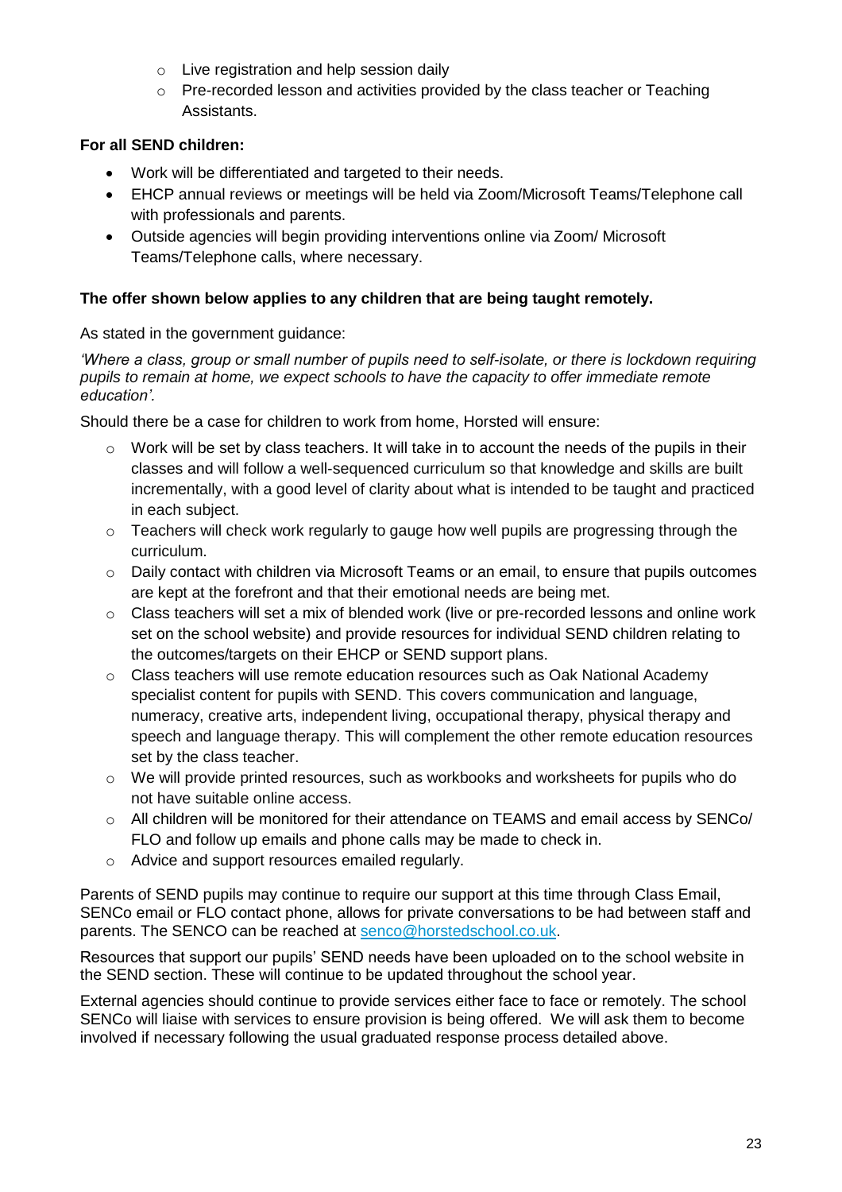- Live registration and help session daily
- Pre-recorded lesson and activities provided by the class teacher or Teaching Assistants.

**For all SEND children:**

- Work will be differentiated and targeted to their needs.
- EHCP annual reviews or meetings will be held via Zoom/Microsoft Teams/Telephone call with professionals and parents.
- Outside agencies will begin providing interventions online via Zoom/ Microsoft Teams/Telephone calls, where necessary.

**The offer shown below applies to any children that are being taught remotely.**

As stated in the government guidance:

*'Where a class, group or small number of pupils need to self-isolate, or there is lockdown requiring pupils to remain at home, we expect schools to have the capacity to offer immediate remote education'.*

Should there be a case for children to work from home, Horsted will ensure:

- Work will be set by class teachers. It will take in to account the needs of the pupils in their classes and will follow a well-sequenced curriculum so that knowledge and skills are built incrementally, with a good level of clarity about what is intended to be taught and practiced in each subject.
- Teachers will check work regularly to gauge how well pupils are progressing through the curriculum.
- Daily contact with children via Microsoft Teams or an email, to ensure that pupils outcomes are kept at the forefront and that their emotional needs are being met.
- Class teachers will set a mix of blended work (live or pre-recorded lessons and online work set on the school website) and provide resources for individual SEND children relating to the outcomes/targets on their EHCP or SEND support plans.
- Class teachers will use remote education resources such as Oak National Academy specialist content for pupils with SEND. This covers communication and language, numeracy, creative arts, independent living, occupational therapy, physical therapy and speech and language therapy. This will complement the other remote education resources set by the class teacher.
- We will provide printed resources, such as workbooks and worksheets for pupils who do not have suitable online access.
- All children will be monitored for their attendance on TEAMS and email access by SENCo/ FLO and follow up emails and phone calls may be made to check in.
- Advice and support resources emailed regularly.

Parents of SEND pupils may continue to require our support at this time through Class Email, SENCo email or FLO contact phone, allows for private conversations to be had between staff and parents. The SENCO can be reached at [senco@horstedschool.co.uk](mailto:senco@horstedschool.co.uk).

Resources that support our pupils' SEND needs have been uploaded on to the school website in the SEND section. These will continue to be updated throughout the school year.

External agencies should continue to provide services either face to face or remotely. The school SENCo will liaise with services to ensure provision is being offered. We will ask them to become involved if necessary following the usual graduated response process detailed above.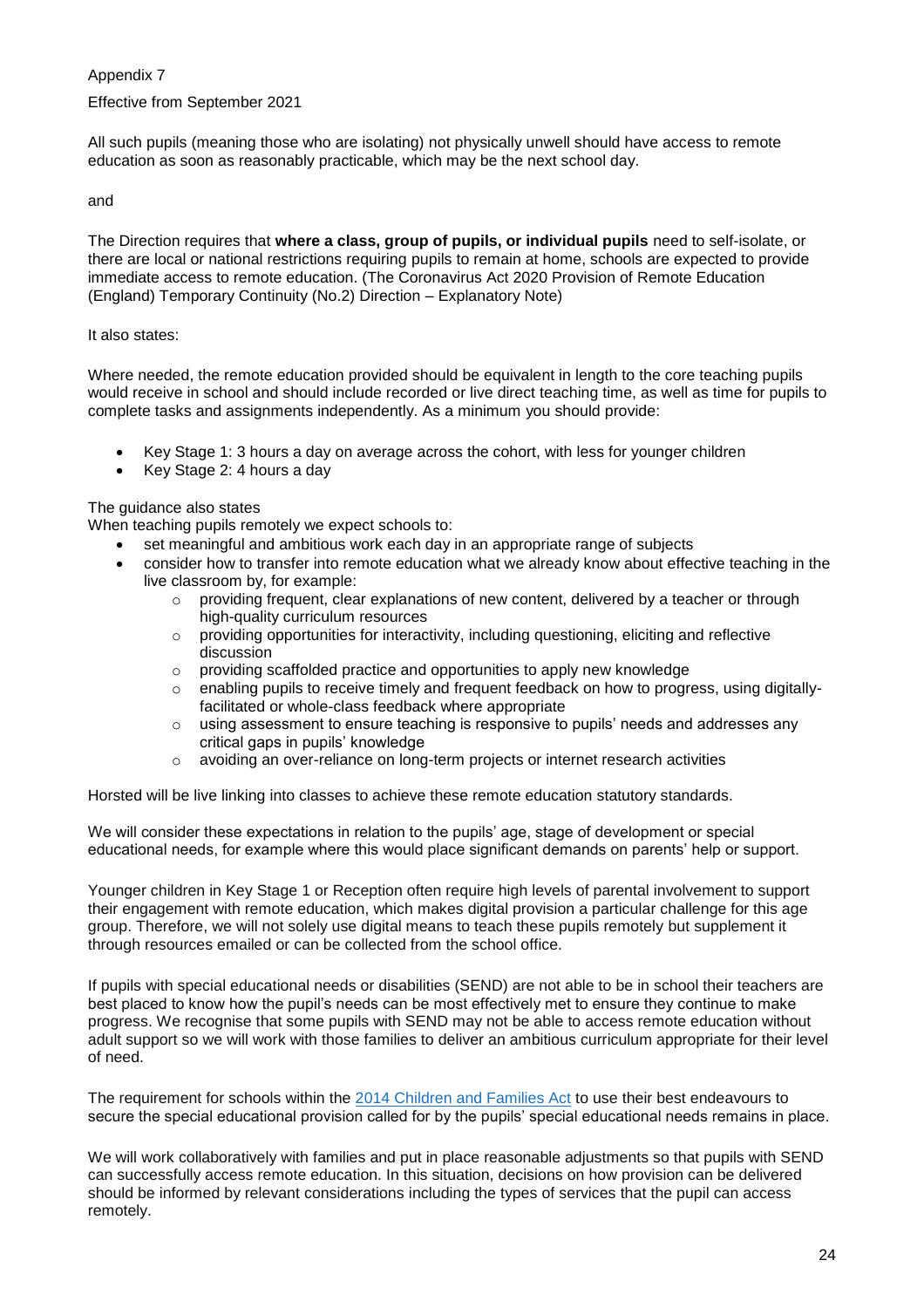Appendix 7

Effective from September 2021

All such pupils (meaning those who are isolating) not physically unwell should have access to remote education as soon as reasonably practicable, which may be the next school day.

and

The Direction requires that **where a class, group of pupils, or individual pupils** need to self-isolate, or there are local or national restrictions requiring pupils to remain at home, schools are expected to provide immediate access to remote education. (The Coronavirus Act 2020 Provision of Remote Education (England) Temporary Continuity (No.2) Direction – Explanatory Note)

It also states:

Where needed, the remote education provided should be equivalent in length to the core teaching pupils would receive in school and should include recorded or live direct teaching time, as well as time for pupils to complete tasks and assignments independently. As a minimum you should provide:

- Key Stage 1: 3 hours a day on average across the cohort, with less for younger children
- Key Stage 2: 4 hours a day

The guidance also states
When teaching pupils remotely we expect schools to:

- set meaningful and ambitious work each day in an appropriate range of subjects
- consider how to transfer into remote education what we already know about effective teaching in the live classroom by, for example:
    - providing frequent, clear explanations of new content, delivered by a teacher or through high-quality curriculum resources
    - providing opportunities for interactivity, including questioning, eliciting and reflective discussion
    - providing scaffolded practice and opportunities to apply new knowledge
    - enabling pupils to receive timely and frequent feedback on how to progress, using digitally-facilitated or whole-class feedback where appropriate
    - using assessment to ensure teaching is responsive to pupils' needs and addresses any critical gaps in pupils' knowledge
    - avoiding an over-reliance on long-term projects or internet research activities

Horsted will be live linking into classes to achieve these remote education statutory standards.

We will consider these expectations in relation to the pupils' age, stage of development or special educational needs, for example where this would place significant demands on parents' help or support.

Younger children in Key Stage 1 or Reception often require high levels of parental involvement to support their engagement with remote education, which makes digital provision a particular challenge for this age group. Therefore, we will not solely use digital means to teach these pupils remotely but supplement it through resources emailed or can be collected from the school office.

If pupils with special educational needs or disabilities (SEND) are not able to be in school their teachers are best placed to know how the pupil's needs can be most effectively met to ensure they continue to make progress. We recognise that some pupils with SEND may not be able to access remote education without adult support so we will work with those families to deliver an ambitious curriculum appropriate for their level of need.

The requirement for schools within the 2014 Children and Families Act to use their best endeavours to secure the special educational provision called for by the pupils' special educational needs remains in place.

We will work collaboratively with families and put in place reasonable adjustments so that pupils with SEND can successfully access remote education. In this situation, decisions on how provision can be delivered should be informed by relevant considerations including the types of services that the pupil can access remotely.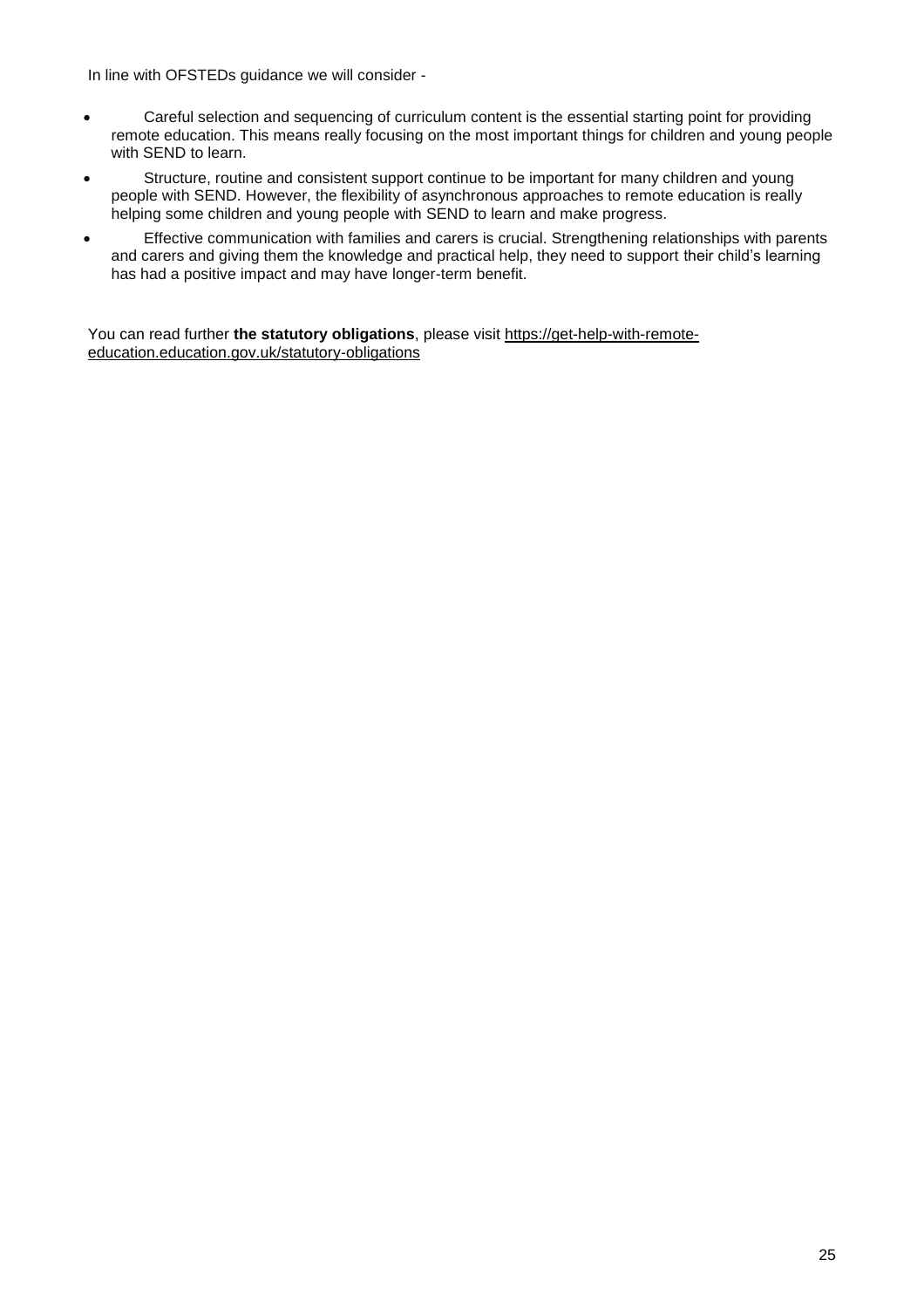In line with OFSTEDs guidance we will consider -

- Careful selection and sequencing of curriculum content is the essential starting point for providing remote education. This means really focusing on the most important things for children and young people with SEND to learn.
- Structure, routine and consistent support continue to be important for many children and young people with SEND. However, the flexibility of asynchronous approaches to remote education is really helping some children and young people with SEND to learn and make progress.
- Effective communication with families and carers is crucial. Strengthening relationships with parents and carers and giving them the knowledge and practical help, they need to support their child's learning has had a positive impact and may have longer-term benefit.

You can read further **the statutory obligations**, please visit https://get-help-with-remote-education.education.gov.uk/statutory-obligations